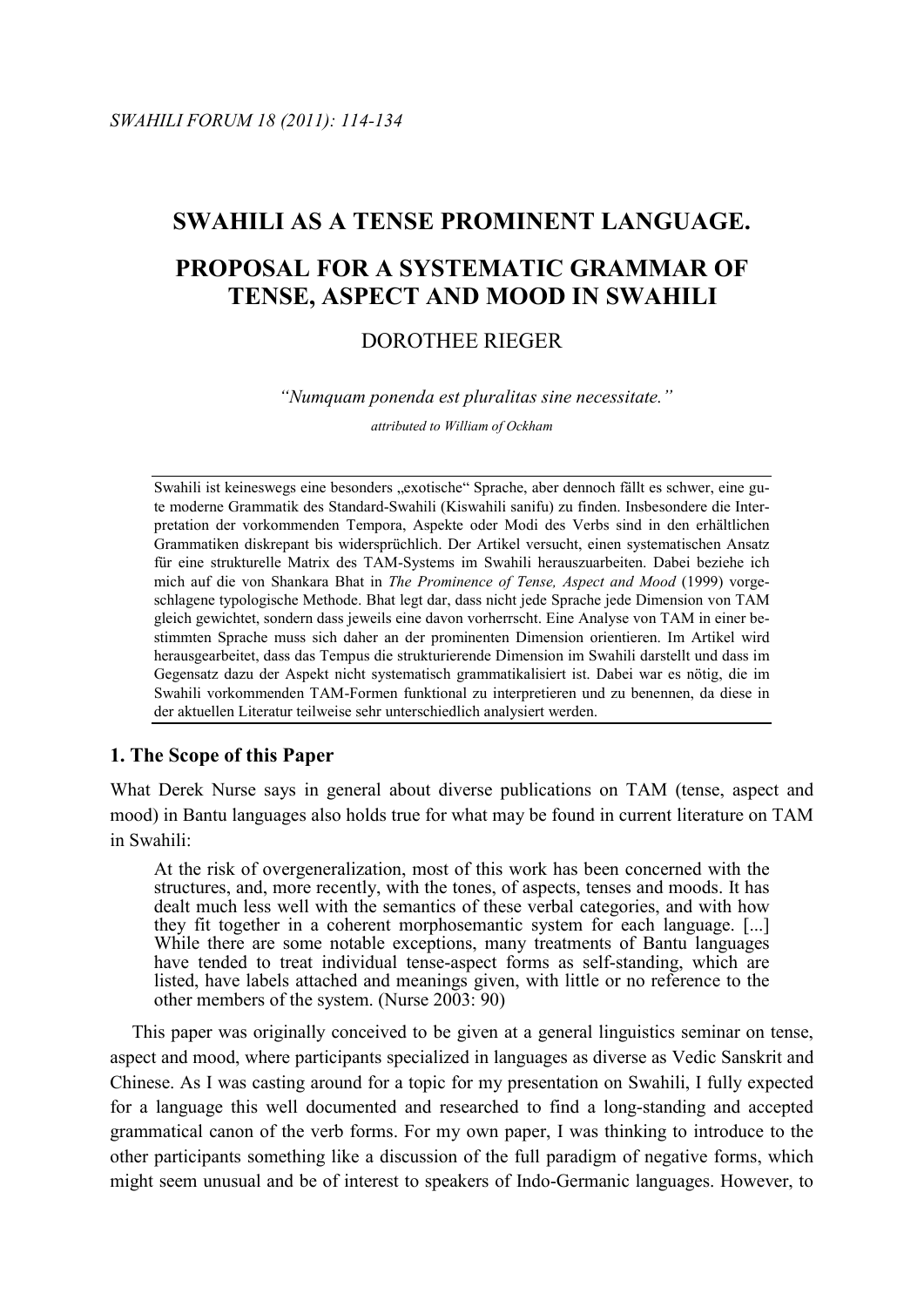# SWAHILI AS A TENSE PROMINENT LANGUAGE.

# PROPOSAL FOR A SYSTEMATIC GRAMMAR OF TENSE, ASPECT AND MOOD IN SWAHILI

DOROTHEE RIEGER

*"Numquam ponenda est pluralitas sine necessitate."*

*attributed to William of Ockham*

Swahili ist keineswegs eine besonders „exotische" Sprache, aber dennoch fällt es schwer, eine gute moderne Grammatik des Standard-Swahili (Kiswahili sanifu) zu finden. Insbesondere die Interpretation der vorkommenden Tempora, Aspekte oder Modi des Verbs sind in den erhältlichen Grammatiken diskrepant bis widersprüchlich. Der Artikel versucht, einen systematischen Ansatz für eine strukturelle Matrix des TAM-Systems im Swahili herauszuarbeiten. Dabei beziehe ich mich auf die von Shankara Bhat in *The Prominence of Tense, Aspect and Mood* (1999) vorgeschlagene typologische Methode. Bhat legt dar, dass nicht jede Sprache jede Dimension von TAM gleich gewichtet, sondern dass jeweils eine davon vorherrscht. Eine Analyse von TAM in einer bestimmten Sprache muss sich daher an der prominenten Dimension orientieren. Im Artikel wird herausgearbeitet, dass das Tempus die strukturierende Dimension im Swahili darstellt und dass im Gegensatz dazu der Aspekt nicht systematisch grammatikalisiert ist. Dabei war es nötig, die im Swahili vorkommenden TAM-Formen funktional zu interpretieren und zu benennen, da diese in der aktuellen Literatur teilweise sehr unterschiedlich analysiert werden.

## 1. The Scope of this Paper

What Derek Nurse says in general about diverse publications on TAM (tense, aspect and mood) in Bantu languages also holds true for what may be found in current literature on TAM in Swahili:

> At the risk of overgeneralization, most of this work has been concerned with the structures, and, more recently, with the tones, of aspects, tenses and moods. It has dealt much less well with the semantics of these verbal categories, and with how they fit together in a coherent morphosemantic system for each language. [...] While there are some notable exceptions, many treatments of Bantu languages have tended to treat individual tense-aspect forms as self-standing, which are listed, have labels attached and meanings given, with little or no reference to the other members of the system. (Nurse 2003: 90)

This paper was originally conceived to be given at a general linguistics seminar on tense, aspect and mood, where participants specialized in languages as diverse as Vedic Sanskrit and Chinese. As I was casting around for a topic for my presentation on Swahili, I fully expected for a language this well documented and researched to find a long-standing and accepted grammatical canon of the verb forms. For my own paper, I was thinking to introduce to the other participants something like a discussion of the full paradigm of negative forms, which might seem unusual and be of interest to speakers of Indo-Germanic languages. However, to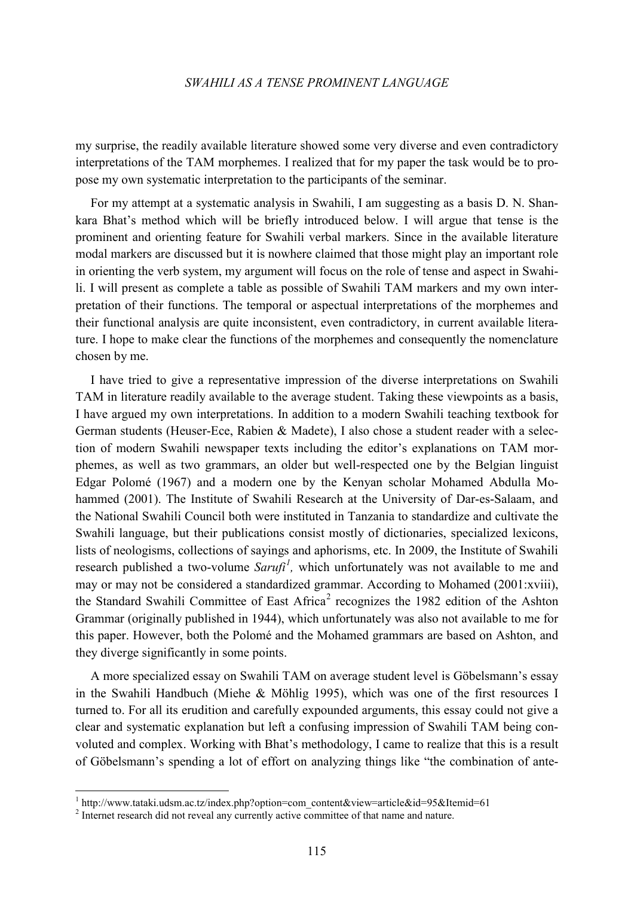my surprise, the readily available literature showed some very diverse and even contradictory interpretations of the TAM morphemes. I realized that for my paper the task would be to propose my own systematic interpretation to the participants of the seminar.

For my attempt at a systematic analysis in Swahili, I am suggesting as a basis D. N. Shankara Bhat's method which will be briefly introduced below. I will argue that tense is the prominent and orienting feature for Swahili verbal markers. Since in the available literature modal markers are discussed but it is nowhere claimed that those might play an important role in orienting the verb system, my argument will focus on the role of tense and aspect in Swahili. I will present as complete a table as possible of Swahili TAM markers and my own interpretation of their functions. The temporal or aspectual interpretations of the morphemes and their functional analysis are quite inconsistent, even contradictory, in current available literature. I hope to make clear the functions of the morphemes and consequently the nomenclature chosen by me.

I have tried to give a representative impression of the diverse interpretations on Swahili TAM in literature readily available to the average student. Taking these viewpoints as a basis, I have argued my own interpretations. In addition to a modern Swahili teaching textbook for German students (Heuser-Ece, Rabien & Madete), I also chose a student reader with a selection of modern Swahili newspaper texts including the editor's explanations on TAM morphemes, as well as two grammars, an older but well-respected one by the Belgian linguist Edgar Polomé (1967) and a modern one by the Kenyan scholar Mohamed Abdulla Mohammed (2001). The Institute of Swahili Research at the University of Dar-es-Salaam, and the National Swahili Council both were instituted in Tanzania to standardize and cultivate the Swahili language, but their publications consist mostly of dictionaries, specialized lexicons, lists of neologisms, collections of sayings and aphorisms, etc. In 2009, the Institute of Swahili research published a two-volume *Sarufi*[1], which unfortunately was not available to me and may or may not be considered a standardized grammar. According to Mohamed (2001:xviii), the Standard Swahili Committee of East Africa[2] recognizes the 1982 edition of the Ashton Grammar (originally published in 1944), which unfortunately was also not available to me for this paper. However, both the Polomé and the Mohamed grammars are based on Ashton, and they diverge significantly in some points.

A more specialized essay on Swahili TAM on average student level is Göbelsmann's essay in the Swahili Handbuch (Miehe & Möhlig 1995), which was one of the first resources I turned to. For all its erudition and carefully expounded arguments, this essay could not give a clear and systematic explanation but left a confusing impression of Swahili TAM being convoluted and complex. Working with Bhat's methodology, I came to realize that this is a result of Göbelsmann's spending a lot of effort on analyzing things like "the combination of ante-

[1] http://www.tataki.udsm.ac.tz/index.php?option=com_content&view=article&id=95&Itemid=61

[2] Internet research did not reveal any currently active committee of that name and nature.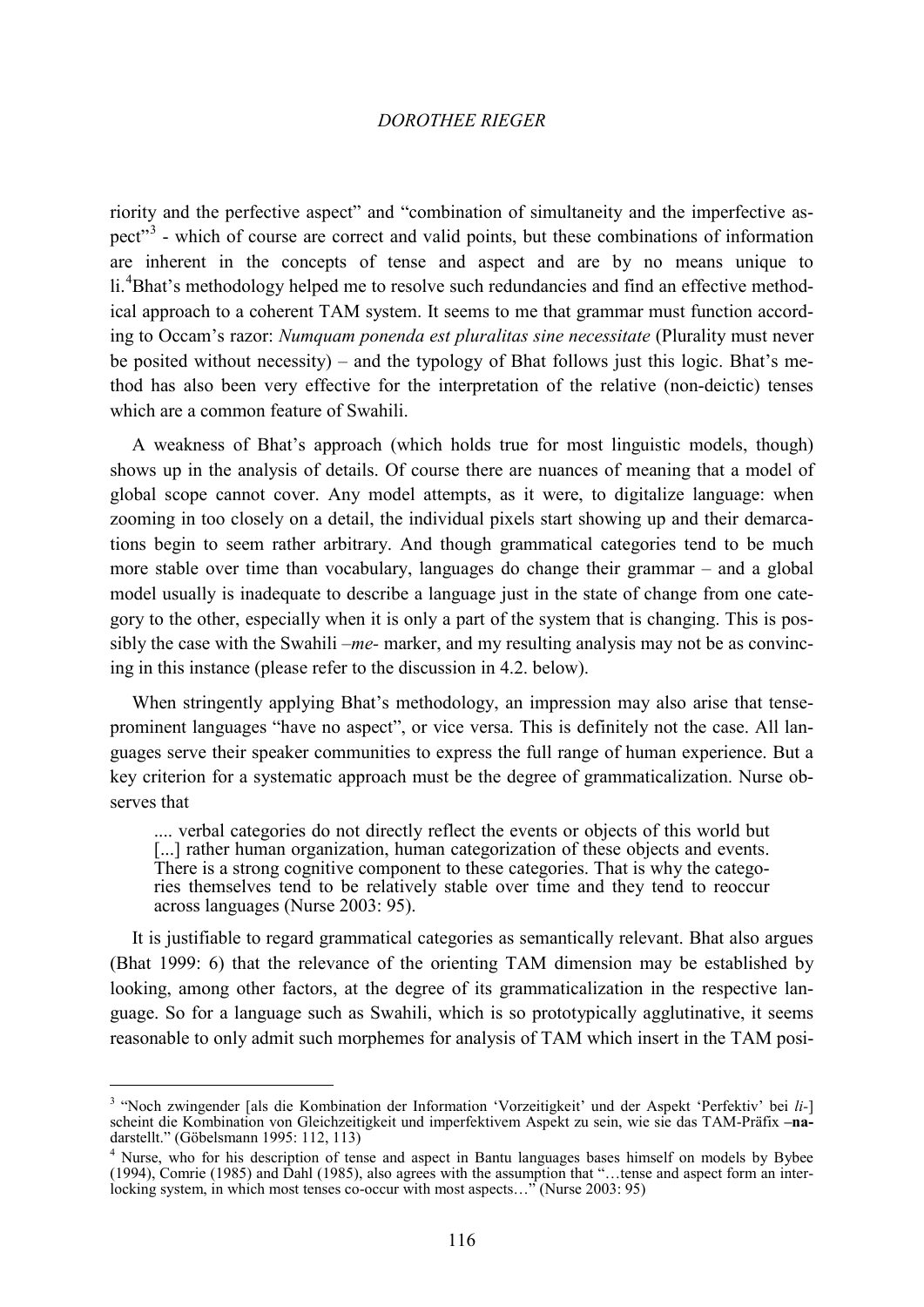riority and the perfective aspect" and "combination of simultaneity and the imperfective aspect"[3] - which of course are correct and valid points, but these combinations of information are inherent in the concepts of tense and aspect and are by no means unique to li.[4]Bhat's methodology helped me to resolve such redundancies and find an effective methodical approach to a coherent TAM system. It seems to me that grammar must function according to Occam's razor: *Numquam ponenda est pluralitas sine necessitate* (Plurality must never be posited without necessity) – and the typology of Bhat follows just this logic. Bhat's method has also been very effective for the interpretation of the relative (non-deictic) tenses which are a common feature of Swahili.

A weakness of Bhat's approach (which holds true for most linguistic models, though) shows up in the analysis of details. Of course there are nuances of meaning that a model of global scope cannot cover. Any model attempts, as it were, to digitalize language: when zooming in too closely on a detail, the individual pixels start showing up and their demarcations begin to seem rather arbitrary. And though grammatical categories tend to be much more stable over time than vocabulary, languages do change their grammar – and a global model usually is inadequate to describe a language just in the state of change from one category to the other, especially when it is only a part of the system that is changing. This is possibly the case with the Swahili *–me-* marker, and my resulting analysis may not be as convincing in this instance (please refer to the discussion in 4.2. below).

When stringently applying Bhat's methodology, an impression may also arise that tense-prominent languages "have no aspect", or vice versa. This is definitely not the case. All languages serve their speaker communities to express the full range of human experience. But a key criterion for a systematic approach must be the degree of grammaticalization. Nurse observes that

> .... verbal categories do not directly reflect the events or objects of this world but [...] rather human organization, human categorization of these objects and events. There is a strong cognitive component to these categories. That is why the categories themselves tend to be relatively stable over time and they tend to reoccur across languages (Nurse 2003: 95).

It is justifiable to regard grammatical categories as semantically relevant. Bhat also argues (Bhat 1999: 6) that the relevance of the orienting TAM dimension may be established by looking, among other factors, at the degree of its grammaticalization in the respective language. So for a language such as Swahili, which is so prototypically agglutinative, it seems reasonable to only admit such morphemes for analysis of TAM which insert in the TAM posi-

---

[3] "Noch zwingender [als die Kombination der Information 'Vorzeitigkeit' und der Aspekt 'Perfektiv' bei *li*-] scheint die Kombination von Gleichzeitigkeit und imperfektivem Aspekt zu sein, wie sie das TAM-Präfix **–na-** darstellt." (Göbelsmann 1995: 112, 113)

[4] Nurse, who for his description of tense and aspect in Bantu languages bases himself on models by Bybee (1994), Comrie (1985) and Dahl (1985), also agrees with the assumption that "…tense and aspect form an interlocking system, in which most tenses co-occur with most aspects…" (Nurse 2003: 95)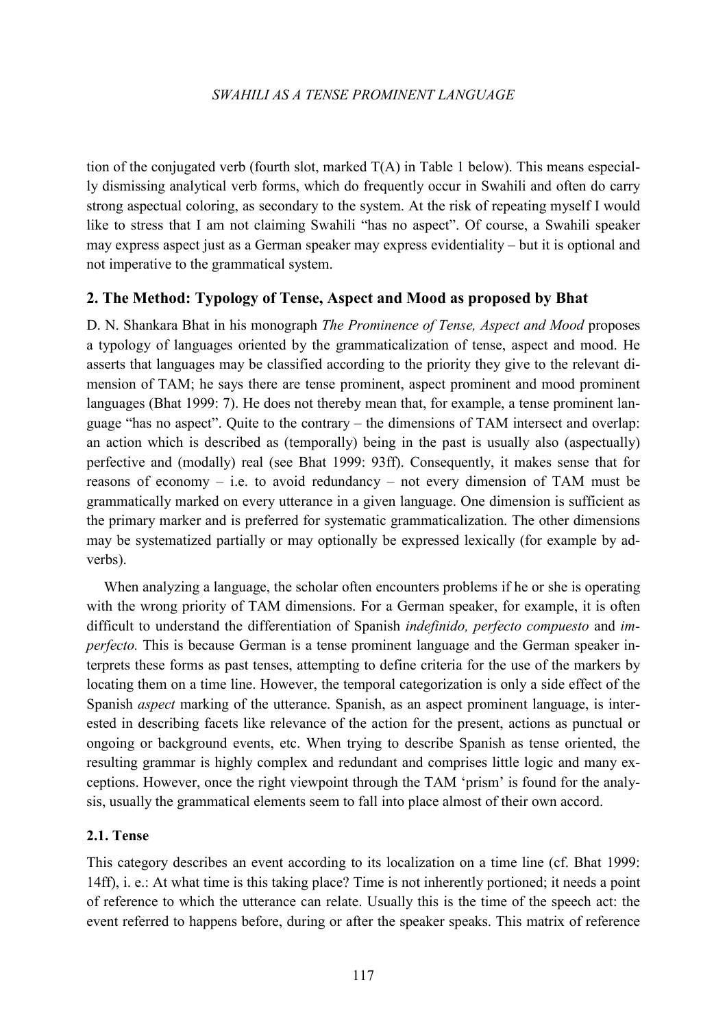tion of the conjugated verb (fourth slot, marked T(A) in Table 1 below). This means especially dismissing analytical verb forms, which do frequently occur in Swahili and often do carry strong aspectual coloring, as secondary to the system. At the risk of repeating myself I would like to stress that I am not claiming Swahili "has no aspect". Of course, a Swahili speaker may express aspect just as a German speaker may express evidentiality – but it is optional and not imperative to the grammatical system.

## 2. The Method: Typology of Tense, Aspect and Mood as proposed by Bhat

D. N. Shankara Bhat in his monograph *The Prominence of Tense, Aspect and Mood* proposes a typology of languages oriented by the grammaticalization of tense, aspect and mood. He asserts that languages may be classified according to the priority they give to the relevant dimension of TAM; he says there are tense prominent, aspect prominent and mood prominent languages (Bhat 1999: 7). He does not thereby mean that, for example, a tense prominent language "has no aspect". Quite to the contrary – the dimensions of TAM intersect and overlap: an action which is described as (temporally) being in the past is usually also (aspectually) perfective and (modally) real (see Bhat 1999: 93ff). Consequently, it makes sense that for reasons of economy – i.e. to avoid redundancy – not every dimension of TAM must be grammatically marked on every utterance in a given language. One dimension is sufficient as the primary marker and is preferred for systematic grammaticalization. The other dimensions may be systematized partially or may optionally be expressed lexically (for example by adverbs).

When analyzing a language, the scholar often encounters problems if he or she is operating with the wrong priority of TAM dimensions. For a German speaker, for example, it is often difficult to understand the differentiation of Spanish *indefinido, perfecto compuesto* and *imperfecto.* This is because German is a tense prominent language and the German speaker interprets these forms as past tenses, attempting to define criteria for the use of the markers by locating them on a time line. However, the temporal categorization is only a side effect of the Spanish *aspect* marking of the utterance. Spanish, as an aspect prominent language, is interested in describing facets like relevance of the action for the present, actions as punctual or ongoing or background events, etc. When trying to describe Spanish as tense oriented, the resulting grammar is highly complex and redundant and comprises little logic and many exceptions. However, once the right viewpoint through the TAM 'prism' is found for the analysis, usually the grammatical elements seem to fall into place almost of their own accord.

### 2.1. Tense

This category describes an event according to its localization on a time line (cf. Bhat 1999: 14ff), i. e.: At what time is this taking place? Time is not inherently portioned; it needs a point of reference to which the utterance can relate. Usually this is the time of the speech act: the event referred to happens before, during or after the speaker speaks. This matrix of reference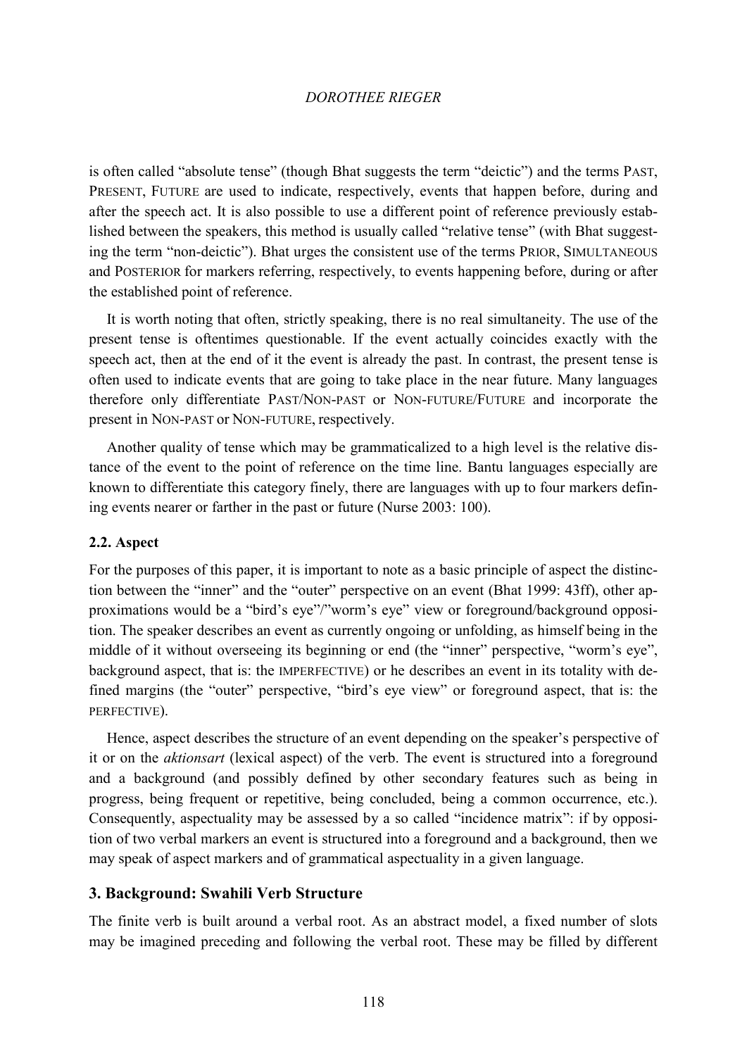is often called "absolute tense" (though Bhat suggests the term "deictic") and the terms PAST, PRESENT, FUTURE are used to indicate, respectively, events that happen before, during and after the speech act. It is also possible to use a different point of reference previously established between the speakers, this method is usually called "relative tense" (with Bhat suggesting the term "non-deictic"). Bhat urges the consistent use of the terms PRIOR, SIMULTANEOUS and POSTERIOR for markers referring, respectively, to events happening before, during or after the established point of reference.

It is worth noting that often, strictly speaking, there is no real simultaneity. The use of the present tense is oftentimes questionable. If the event actually coincides exactly with the speech act, then at the end of it the event is already the past. In contrast, the present tense is often used to indicate events that are going to take place in the near future. Many languages therefore only differentiate PAST/NON-PAST or NON-FUTURE/FUTURE and incorporate the present in NON-PAST or NON-FUTURE, respectively.

Another quality of tense which may be grammaticalized to a high level is the relative distance of the event to the point of reference on the time line. Bantu languages especially are known to differentiate this category finely, there are languages with up to four markers defining events nearer or farther in the past or future (Nurse 2003: 100).

### 2.2. Aspect

For the purposes of this paper, it is important to note as a basic principle of aspect the distinction between the "inner" and the "outer" perspective on an event (Bhat 1999: 43ff), other approximations would be a "bird's eye"/"worm's eye" view or foreground/background opposition. The speaker describes an event as currently ongoing or unfolding, as himself being in the middle of it without overseeing its beginning or end (the "inner" perspective, "worm's eye", background aspect, that is: the IMPERFECTIVE) or he describes an event in its totality with defined margins (the "outer" perspective, "bird's eye view" or foreground aspect, that is: the PERFECTIVE).

Hence, aspect describes the structure of an event depending on the speaker's perspective of it or on the *aktionsart* (lexical aspect) of the verb. The event is structured into a foreground and a background (and possibly defined by other secondary features such as being in progress, being frequent or repetitive, being concluded, being a common occurrence, etc.). Consequently, aspectuality may be assessed by a so called "incidence matrix": if by opposition of two verbal markers an event is structured into a foreground and a background, then we may speak of aspect markers and of grammatical aspectuality in a given language.

## 3. Background: Swahili Verb Structure

The finite verb is built around a verbal root. As an abstract model, a fixed number of slots may be imagined preceding and following the verbal root. These may be filled by different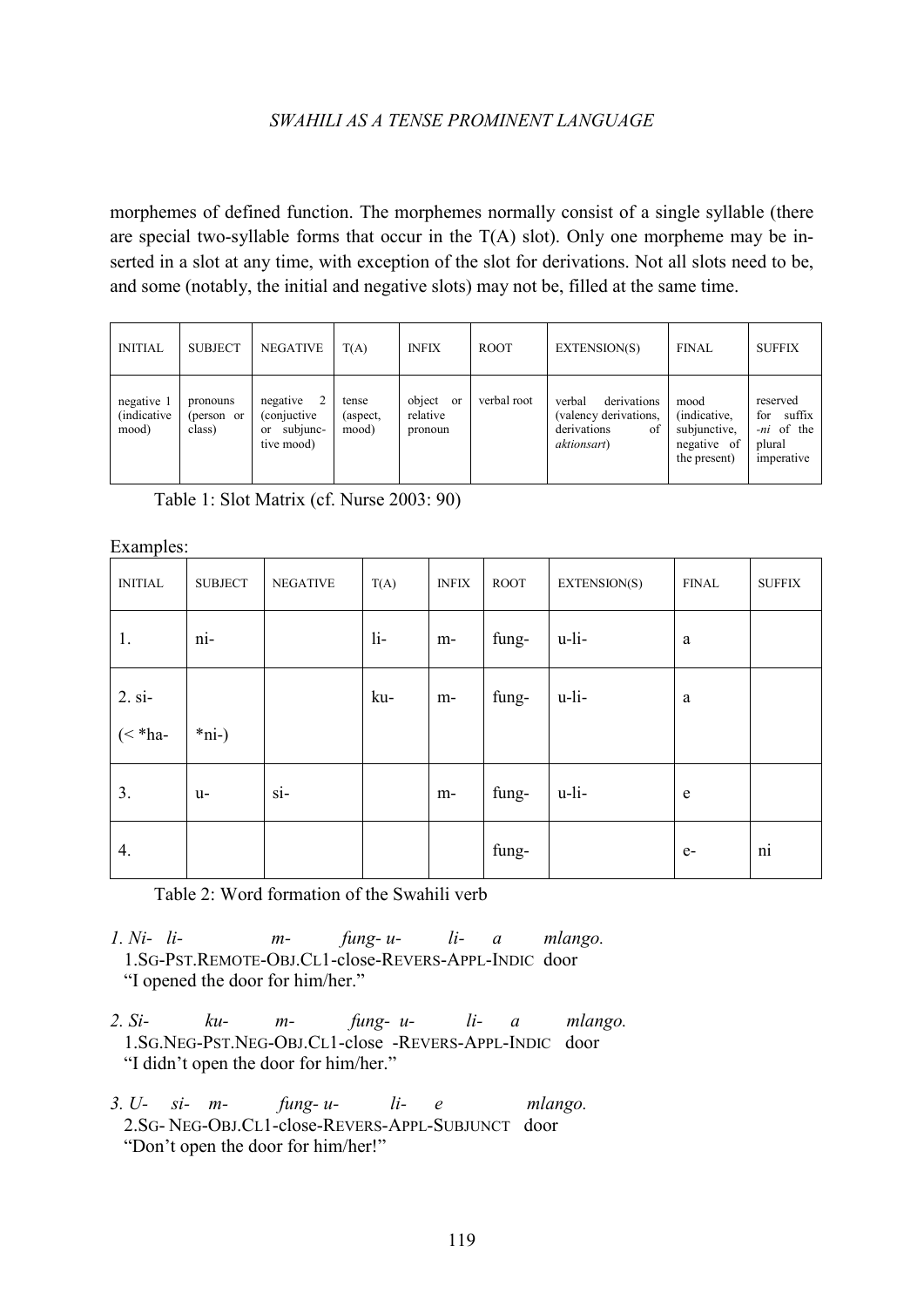morphemes of defined function. The morphemes normally consist of a single syllable (there are special two-syllable forms that occur in the T(A) slot). Only one morpheme may be inserted in a slot at any time, with exception of the slot for derivations. Not all slots need to be, and some (notably, the initial and negative slots) may not be, filled at the same time.

| INITIAL | SUBJECT | NEGATIVE | T(A) | INFIX | ROOT | EXTENSION(S) | FINAL | SUFFIX |
|---|---|---|---|---|---|---|---|---|
| negative 1 (indicative mood) | pronouns (person or class) | negative 2 (conjuctive or subjunctive mood) | tense (aspect, mood) | object or relative pronoun | verbal root | verbal derivations (valency derivations, derivations of *aktionsart*) | mood (indicative, subjunctive, negative of the present) | reserved for suffix *-ni* of the plural imperative |

Table 1: Slot Matrix (cf. Nurse 2003: 90)

Examples:

| INITIAL | SUBJECT | NEGATIVE | T(A) | INFIX | ROOT | EXTENSION(S) | FINAL | SUFFIX |
|---|---|---|---|---|---|---|---|---|
| 1. | ni- | | li- | m- | fung- | u-li- | a | |
| 2. si- (< *ha- | *ni-) | | ku- | m- | fung- | u-li- | a | |
| 3. | u- | si- | | m- | fung- | u-li- | e | |
| 4. | | | | | fung- | | e- | ni |

Table 2: Word formation of the Swahili verb

*1. Ni- li- m- fung- u- li- a mlango.*
1.SG-PST.REMOTE-OBJ.CL1-close-REVERS-APPL-INDIC door
"I opened the door for him/her."

*2. Si- ku- m- fung- u- li- a mlango.*
1.SG.NEG-PST.NEG-OBJ.CL1-close -REVERS-APPL-INDIC door
"I didn't open the door for him/her."

*3. U- si- m- fung- u- li- e mlango.*
2.SG- NEG-OBJ.CL1-close-REVERS-APPL-SUBJUNCT door
"Don't open the door for him/her!"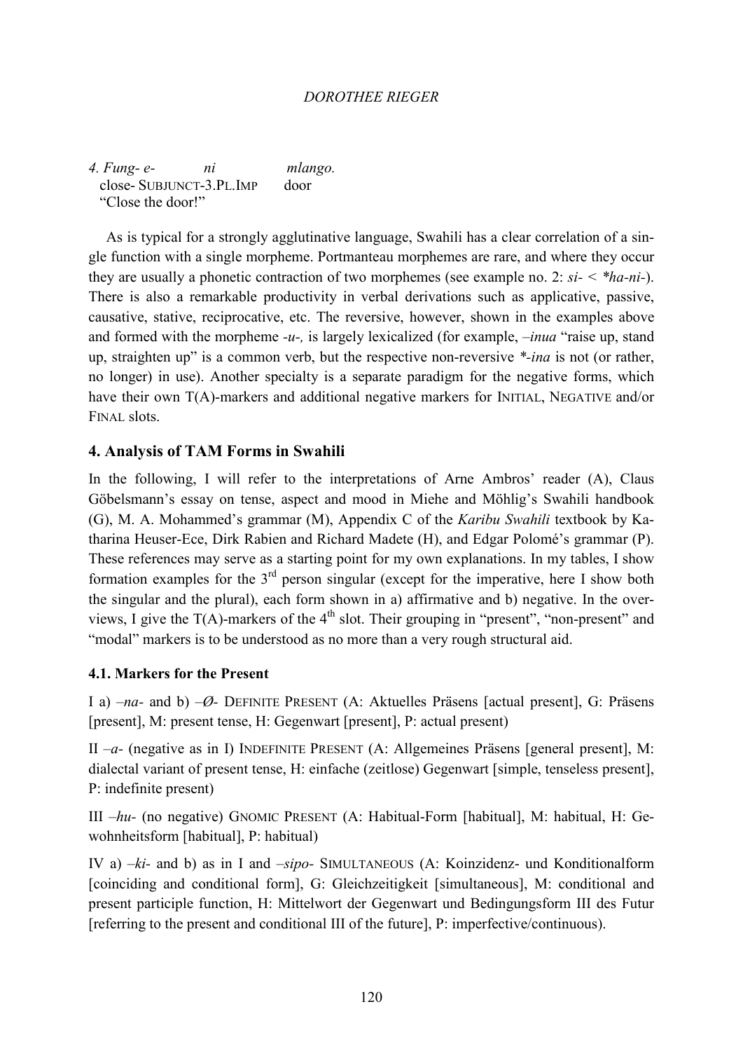*4. Fung- e- ni mlango.*
close- SUBJUNCT-3.PL.IMP door
"Close the door!"

As is typical for a strongly agglutinative language, Swahili has a clear correlation of a single function with a single morpheme. Portmanteau morphemes are rare, and where they occur they are usually a phonetic contraction of two morphemes (see example no. 2: *si-* < *\*ha-ni-*). There is also a remarkable productivity in verbal derivations such as applicative, passive, causative, stative, reciprocative, etc. The reversive, however, shown in the examples above and formed with the morpheme *-u-,* is largely lexicalized (for example, *–inua* "raise up, stand up, straighten up" is a common verb, but the respective non-reversive *\*-ina* is not (or rather, no longer) in use). Another specialty is a separate paradigm for the negative forms, which have their own T(A)-markers and additional negative markers for INITIAL, NEGATIVE and/or FINAL slots.

## 4. Analysis of TAM Forms in Swahili

In the following, I will refer to the interpretations of Arne Ambros' reader (A), Claus Göbelsmann's essay on tense, aspect and mood in Miehe and Möhlig's Swahili handbook (G), M. A. Mohammed's grammar (M), Appendix C of the *Karibu Swahili* textbook by Katharina Heuser-Ece, Dirk Rabien and Richard Madete (H), and Edgar Polomé's grammar (P). These references may serve as a starting point for my own explanations. In my tables, I show formation examples for the 3rd person singular (except for the imperative, here I show both the singular and the plural), each form shown in a) affirmative and b) negative. In the overviews, I give the T(A)-markers of the 4th slot. Their grouping in "present", "non-present" and "modal" markers is to be understood as no more than a very rough structural aid.

### 4.1. Markers for the Present

I a) *–na-* and b) *–Ø-* DEFINITE PRESENT (A: Aktuelles Präsens [actual present], G: Präsens [present], M: present tense, H: Gegenwart [present], P: actual present)

II *–a-* (negative as in I) INDEFINITE PRESENT (A: Allgemeines Präsens [general present], M: dialectal variant of present tense, H: einfache (zeitlose) Gegenwart [simple, tenseless present], P: indefinite present)

III *–hu-* (no negative) GNOMIC PRESENT (A: Habitual-Form [habitual], M: habitual, H: Gewohnheitsform [habitual], P: habitual)

IV a) *–ki-* and b) as in I and *–sipo-* SIMULTANEOUS (A: Koinzidenz- und Konditionalform [coinciding and conditional form], G: Gleichzeitigkeit [simultaneous], M: conditional and present participle function, H: Mittelwort der Gegenwart und Bedingungsform III des Futur [referring to the present and conditional III of the future], P: imperfective/continuous).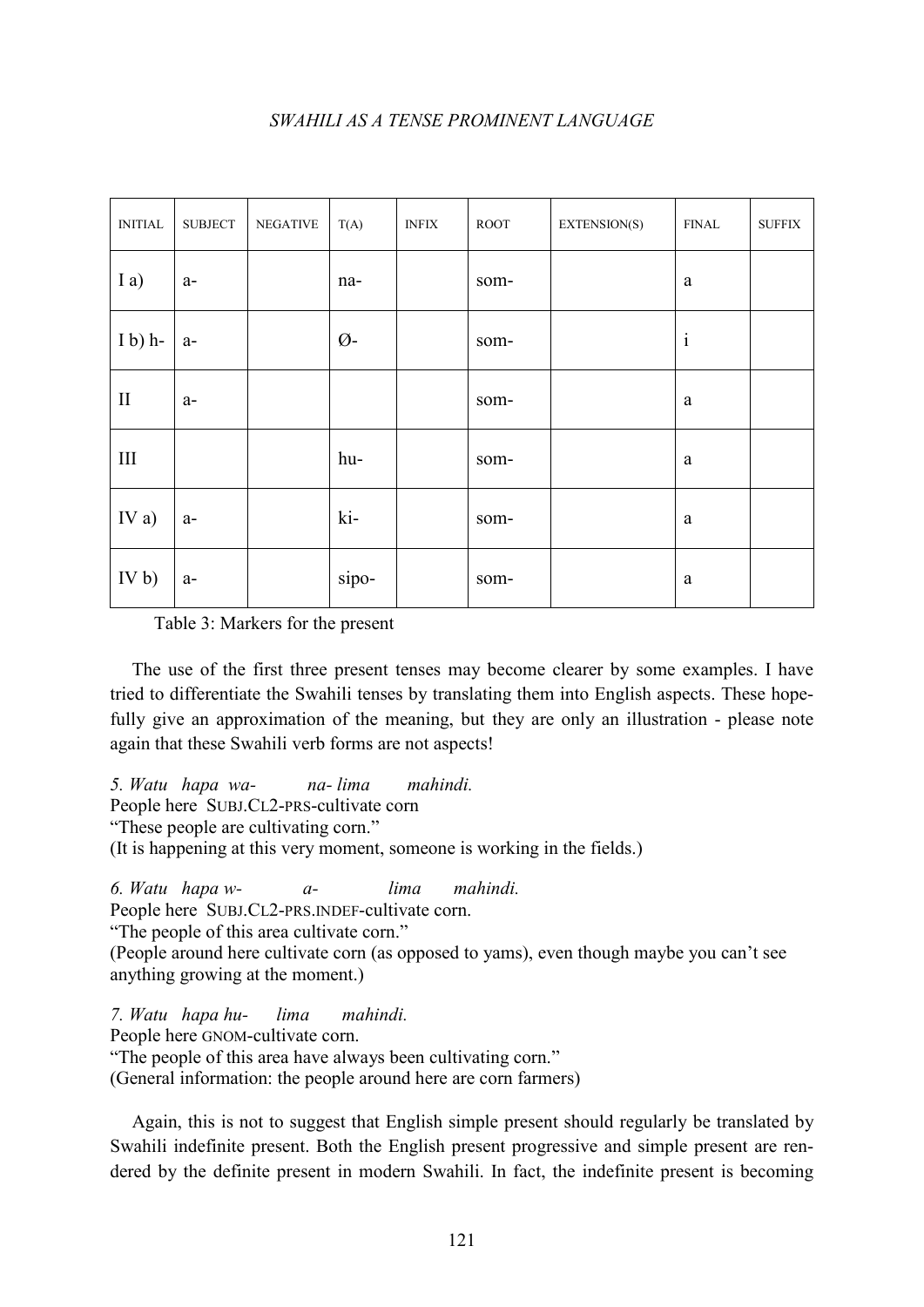| INITIAL | SUBJECT | NEGATIVE | T(A) | INFIX | ROOT | EXTENSION(S) | FINAL | SUFFIX |
|---|---|---|---|---|---|---|---|---|
| I a) | a- | | na- | | som- | | a | |
| I b) h- | a- | | Ø- | | som- | | i | |
| II | a- | | | | som- | | a | |
| III | | | hu- | | som- | | a | |
| IV a) | a- | | ki- | | som- | | a | |
| IV b) | a- | | sipo- | | som- | | a | |

Table 3: Markers for the present

The use of the first three present tenses may become clearer by some examples. I have tried to differentiate the Swahili tenses by translating them into English aspects. These hopefully give an approximation of the meaning, but they are only an illustration - please note again that these Swahili verb forms are not aspects!

*5. Watu hapa wa- na- lima mahindi.*
People here SUBJ.CL2-PRS-cultivate corn
"These people are cultivating corn."
(It is happening at this very moment, someone is working in the fields.)

*6. Watu hapa w- a- lima mahindi.*
People here SUBJ.CL2-PRS.INDEF-cultivate corn.
"The people of this area cultivate corn."
(People around here cultivate corn (as opposed to yams), even though maybe you can't see anything growing at the moment.)

*7. Watu hapa hu- lima mahindi.*
People here GNOM-cultivate corn.
"The people of this area have always been cultivating corn."
(General information: the people around here are corn farmers)

Again, this is not to suggest that English simple present should regularly be translated by Swahili indefinite present. Both the English present progressive and simple present are rendered by the definite present in modern Swahili. In fact, the indefinite present is becoming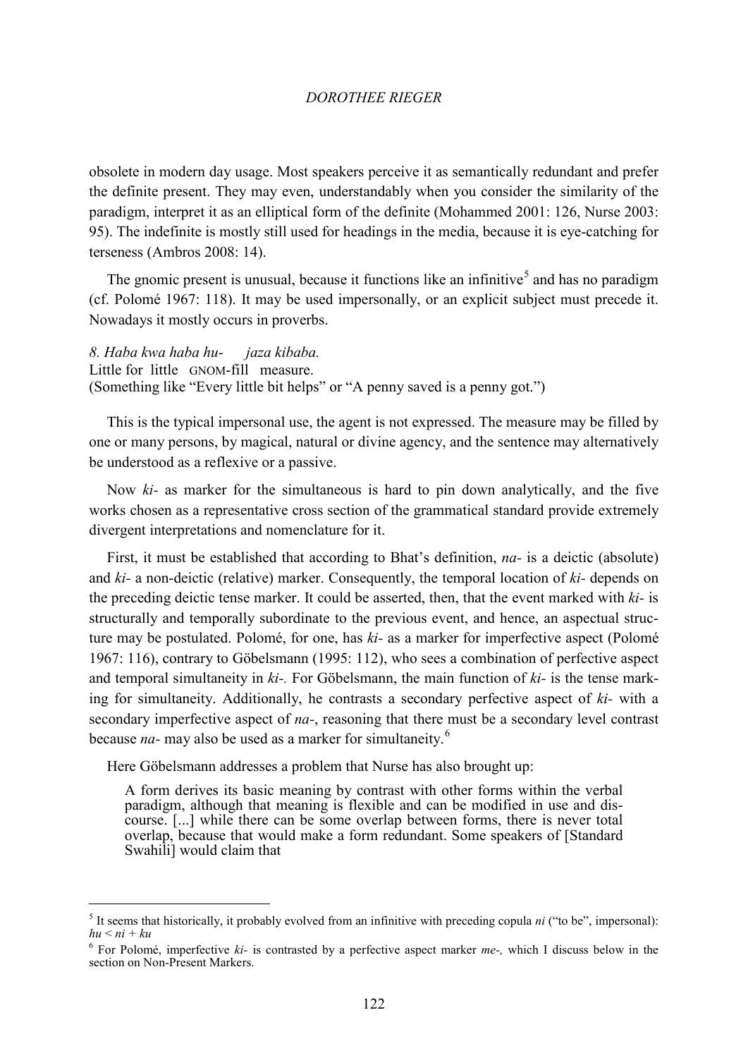obsolete in modern day usage. Most speakers perceive it as semantically redundant and prefer the definite present. They may even, understandably when you consider the similarity of the paradigm, interpret it as an elliptical form of the definite (Mohammed 2001: 126, Nurse 2003: 95). The indefinite is mostly still used for headings in the media, because it is eye-catching for terseness (Ambros 2008: 14).

The gnomic present is unusual, because it functions like an infinitive[5] and has no paradigm (cf. Polomé 1967: 118). It may be used impersonally, or an explicit subject must precede it. Nowadays it mostly occurs in proverbs.

*8. Haba kwa haba hu- jaza kibaba.*
Little for little GNOM-fill measure.
(Something like "Every little bit helps" or "A penny saved is a penny got.")

This is the typical impersonal use, the agent is not expressed. The measure may be filled by one or many persons, by magical, natural or divine agency, and the sentence may alternatively be understood as a reflexive or a passive.

Now *ki-* as marker for the simultaneous is hard to pin down analytically, and the five works chosen as a representative cross section of the grammatical standard provide extremely divergent interpretations and nomenclature for it.

First, it must be established that according to Bhat's definition, *na-* is a deictic (absolute) and *ki-* a non-deictic (relative) marker. Consequently, the temporal location of *ki-* depends on the preceding deictic tense marker. It could be asserted, then, that the event marked with *ki-* is structurally and temporally subordinate to the previous event, and hence, an aspectual structure may be postulated. Polomé, for one, has *ki-* as a marker for imperfective aspect (Polomé 1967: 116), contrary to Göbelsmann (1995: 112), who sees a combination of perfective aspect and temporal simultaneity in *ki-.* For Göbelsmann, the main function of *ki-* is the tense marking for simultaneity. Additionally, he contrasts a secondary perfective aspect of *ki-* with a secondary imperfective aspect of *na-*, reasoning that there must be a secondary level contrast because *na-* may also be used as a marker for simultaneity.[6]

Here Göbelsmann addresses a problem that Nurse has also brought up:

> A form derives its basic meaning by contrast with other forms within the verbal paradigm, although that meaning is flexible and can be modified in use and discourse. [...] while there can be some overlap between forms, there is never total overlap, because that would make a form redundant. Some speakers of [Standard Swahili] would claim that

---

[5] It seems that historically, it probably evolved from an infinitive with preceding copula *ni* ("to be", impersonal): *hu < ni + ku*

[6] For Polomé, imperfective *ki-* is contrasted by a perfective aspect marker *me-,* which I discuss below in the section on Non-Present Markers.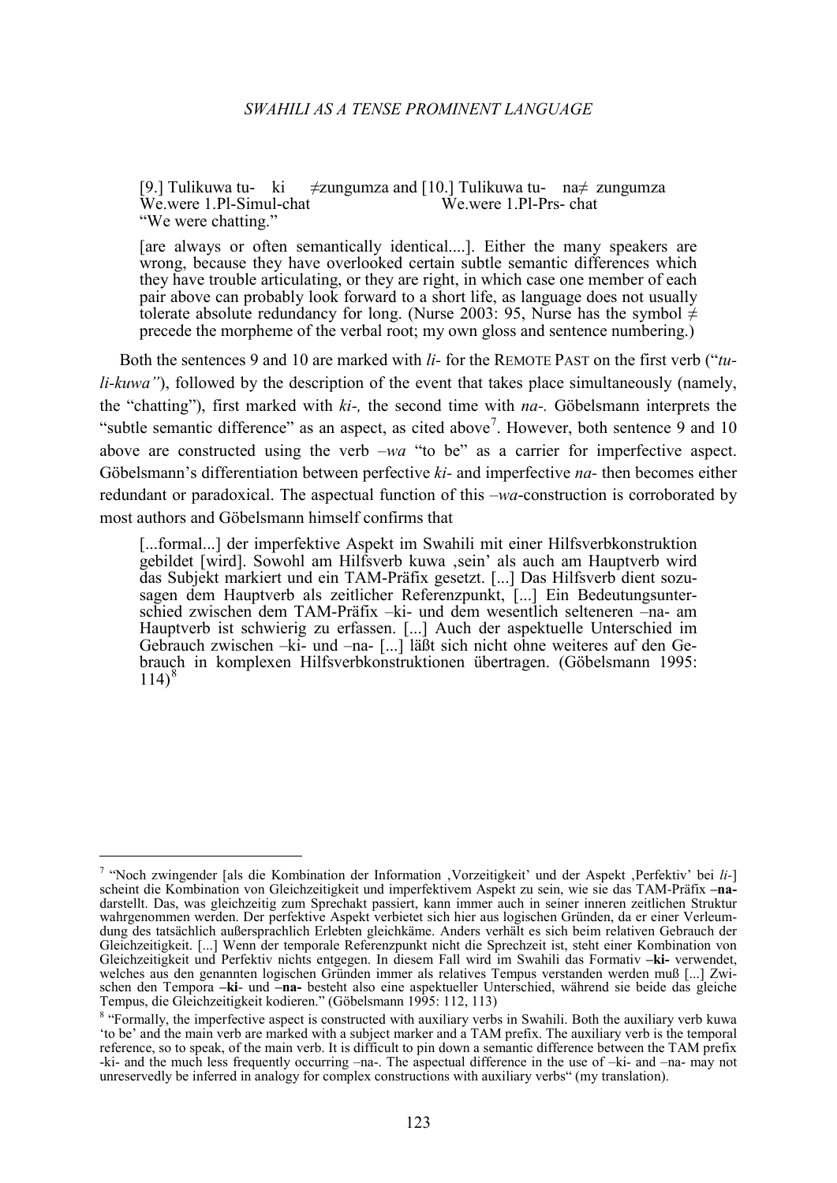[9.] Tulikuwa tu- ki ≠zungumza and [10.] Tulikuwa tu- na≠ zungumza
We.were 1.Pl-Simul-chat We.were 1.Pl-Prs- chat
"We were chatting."

> [are always or often semantically identical....]. Either the many speakers are wrong, because they have overlooked certain subtle semantic differences which they have trouble articulating, or they are right, in which case one member of each pair above can probably look forward to a short life, as language does not usually tolerate absolute redundancy for long. (Nurse 2003: 95, Nurse has the symbol ≠ precede the morpheme of the verbal root; my own gloss and sentence numbering.)

Both the sentences 9 and 10 are marked with *li-* for the REMOTE PAST on the first verb ("*tu-li-kuwa"*), followed by the description of the event that takes place simultaneously (namely, the "chatting"), first marked with *ki-,* the second time with *na-.* Göbelsmann interprets the "subtle semantic difference" as an aspect, as cited above[7]. However, both sentence 9 and 10 above are constructed using the verb *–wa* "to be" as a carrier for imperfective aspect. Göbelsmann's differentiation between perfective *ki-* and imperfective *na-* then becomes either redundant or paradoxical. The aspectual function of this *–wa*-construction is corroborated by most authors and Göbelsmann himself confirms that

> [...formal...] der imperfektive Aspekt im Swahili mit einer Hilfsverbkonstruktion gebildet [wird]. Sowohl am Hilfsverb kuwa ,sein' als auch am Hauptverb wird das Subjekt markiert und ein TAM-Präfix gesetzt. [...] Das Hilfsverb dient sozusagen dem Hauptverb als zeitlicher Referenzpunkt, [...] Ein Bedeutungsunterschied zwischen dem TAM-Präfix –ki- und dem wesentlich selteneren –na- am Hauptverb ist schwierig zu erfassen. [...] Auch der aspektuelle Unterschied im Gebrauch zwischen –ki- und –na- [...] läßt sich nicht ohne weiteres auf den Gebrauch in komplexen Hilfsverbkonstruktionen übertragen. (Göbelsmann 1995: 114)[8]

---

[7] "Noch zwingender [als die Kombination der Information ,Vorzeitigkeit' und der Aspekt ,Perfektiv' bei *li-*] scheint die Kombination von Gleichzeitigkeit und imperfektivem Aspekt zu sein, wie sie das TAM-Präfix **–na-** darstellt. Das, was gleichzeitig zum Sprechakt passiert, kann immer auch in seiner inneren zeitlichen Struktur wahrgenommen werden. Der perfektive Aspekt verbietet sich hier aus logischen Gründen, da er einer Verleumdung des tatsächlich außersprachlich Erlebten gleichkäme. Anders verhält es sich beim relativen Gebrauch der Gleichzeitigkeit. [...] Wenn der temporale Referenzpunkt nicht die Sprechzeit ist, steht einer Kombination von Gleichzeitigkeit und Perfektiv nichts entgegen. In diesem Fall wird im Swahili das Formativ **–ki-** verwendet, welches aus den genannten logischen Gründen immer als relatives Tempus verstanden werden muß [...] Zwischen den Tempora **–ki-** und **–na-** besteht also eine aspektueller Unterschied, während sie beide das gleiche Tempus, die Gleichzeitigkeit kodieren." (Göbelsmann 1995: 112, 113)

[8] "Formally, the imperfective aspect is constructed with auxiliary verbs in Swahili. Both the auxiliary verb kuwa 'to be' and the main verb are marked with a subject marker and a TAM prefix. The auxiliary verb is the temporal reference, so to speak, of the main verb. It is difficult to pin down a semantic difference between the TAM prefix -ki- and the much less frequently occurring –na-. The aspectual difference in the use of –ki- and –na- may not unreservedly be inferred in analogy for complex constructions with auxiliary verbs" (my translation).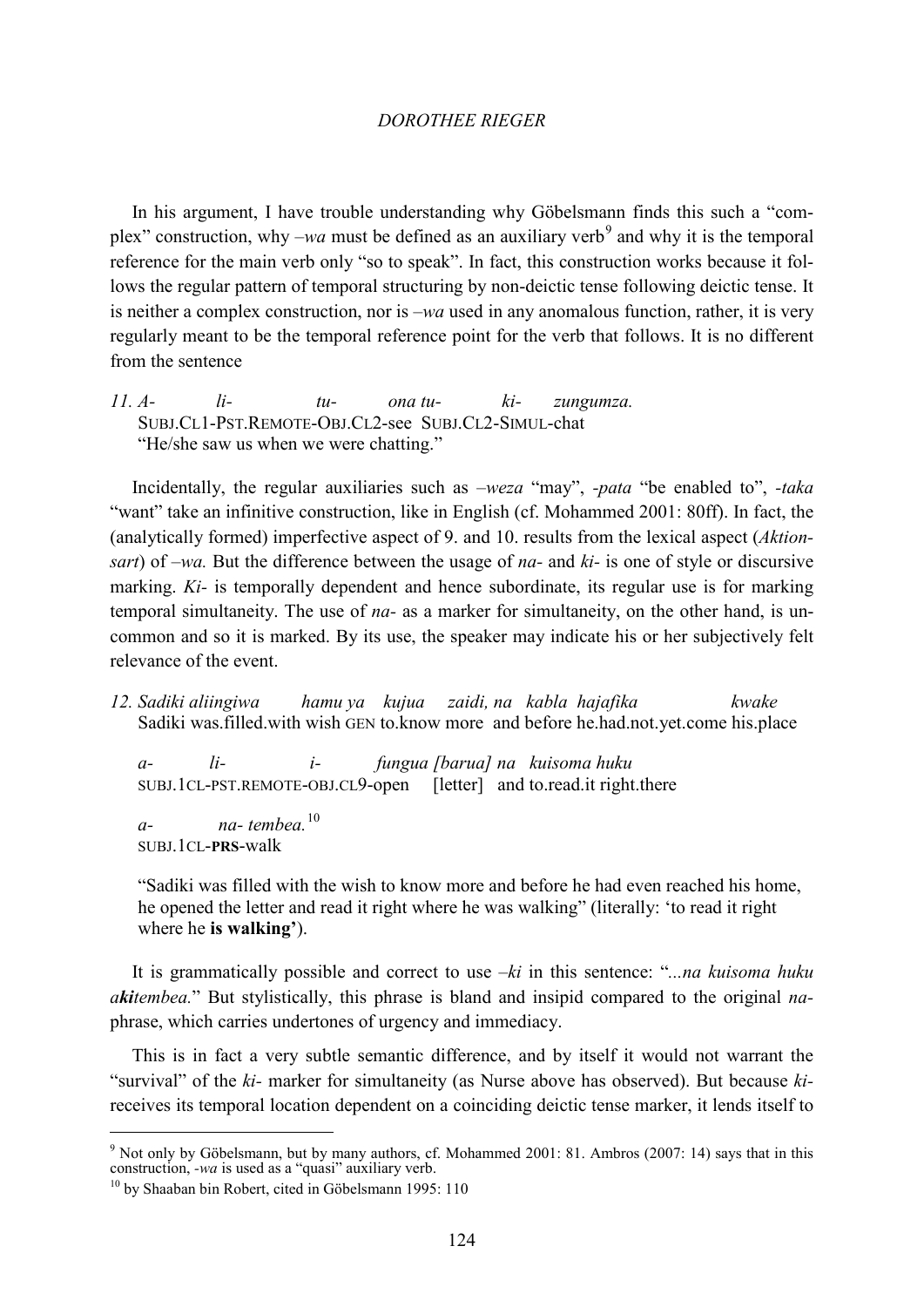In his argument, I have trouble understanding why Göbelsmann finds this such a "complex" construction, why *–wa* must be defined as an auxiliary verb[9] and why it is the temporal reference for the main verb only "so to speak". In fact, this construction works because it follows the regular pattern of temporal structuring by non-deictic tense following deictic tense. It is neither a complex construction, nor is *–wa* used in any anomalous function, rather, it is very regularly meant to be the temporal reference point for the verb that follows. It is no different from the sentence

11. *A- li- tu- ona tu- ki- zungumza.*
 SUBJ.CL1-PST.REMOTE-OBJ.CL2-see SUBJ.CL2-SIMUL-chat
 "He/she saw us when we were chatting."

Incidentally, the regular auxiliaries such as *–weza* "may", *-pata* "be enabled to", *-taka* "want" take an infinitive construction, like in English (cf. Mohammed 2001: 80ff). In fact, the (analytically formed) imperfective aspect of 9. and 10. results from the lexical aspect (*Aktionsart*) of *–wa.* But the difference between the usage of *na-* and *ki-* is one of style or discursive marking. *Ki-* is temporally dependent and hence subordinate, its regular use is for marking temporal simultaneity. The use of *na-* as a marker for simultaneity, on the other hand, is uncommon and so it is marked. By its use, the speaker may indicate his or her subjectively felt relevance of the event.

12. *Sadiki aliingiwa hamu ya kujua zaidi, na kabla hajafika kwake*
 Sadiki was.filled.with wish GEN to.know more and before he.had.not.yet.come his.place

 *a- li- i- fungua [barua] na kuisoma huku*
 SUBJ.1CL-PST.REMOTE-OBJ.CL9-open [letter] and to.read.it right.there

 *a- na- tembea.*[10]
 SUBJ.1CL-**PRS**-walk

 "Sadiki was filled with the wish to know more and before he had even reached his home, he opened the letter and read it right where he was walking" (literally: 'to read it right where he **is walking'**).

It is grammatically possible and correct to use *–ki* in this sentence: "*...na kuisoma huku a**ki**tembea.*" But stylistically, this phrase is bland and insipid compared to the original *na-* phrase, which carries undertones of urgency and immediacy.

This is in fact a very subtle semantic difference, and by itself it would not warrant the "survival" of the *ki-* marker for simultaneity (as Nurse above has observed). But because *ki-* receives its temporal location dependent on a coinciding deictic tense marker, it lends itself to

---

[9] Not only by Göbelsmann, but by many authors, cf. Mohammed 2001: 81. Ambros (2007: 14) says that in this construction, *-wa* is used as a "quasi" auxiliary verb.

[10] by Shaaban bin Robert, cited in Göbelsmann 1995: 110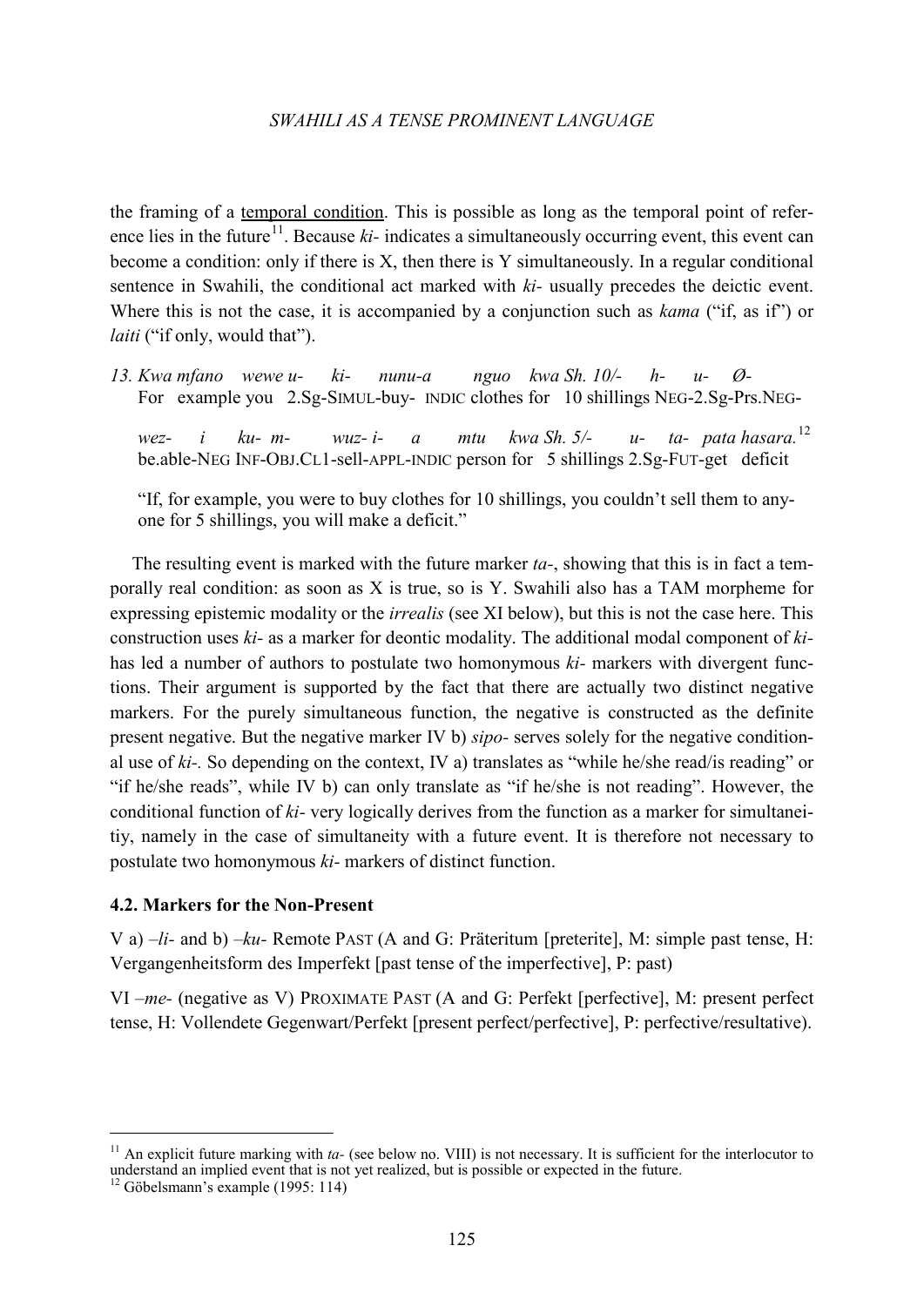the framing of a <u>temporal condition</u>. This is possible as long as the temporal point of reference lies in the future[11]. Because *ki-* indicates a simultaneously occurring event, this event can become a condition: only if there is X, then there is Y simultaneously. In a regular conditional sentence in Swahili, the conditional act marked with *ki-* usually precedes the deictic event. Where this is not the case, it is accompanied by a conjunction such as *kama* ("if, as if") or *laiti* ("if only, would that").

13. *Kwa mfano wewe u- ki- nunu-a nguo kwa Sh. 10/- h- u- Ø-*
    For example you 2.Sg-SIMUL-buy- INDIC clothes for 10 shillings NEG-2.Sg-Prs.NEG-

    *wez- i ku- m- wuz- i- a mtu kwa Sh. 5/- u- ta- pata hasara.*[12]
    be.able-NEG INF-OBJ.CL1-sell-APPL-INDIC person for 5 shillings 2.Sg-FUT-get deficit

    "If, for example, you were to buy clothes for 10 shillings, you couldn't sell them to anyone for 5 shillings, you will make a deficit."

The resulting event is marked with the future marker *ta-*, showing that this is in fact a temporally real condition: as soon as X is true, so is Y. Swahili also has a TAM morpheme for expressing epistemic modality or the *irrealis* (see XI below), but this is not the case here. This construction uses *ki-* as a marker for deontic modality. The additional modal component of *ki-* has led a number of authors to postulate two homonymous *ki-* markers with divergent functions. Their argument is supported by the fact that there are actually two distinct negative markers. For the purely simultaneous function, the negative is constructed as the definite present negative. But the negative marker IV b) *sipo-* serves solely for the negative conditional use of *ki-*. So depending on the context, IV a) translates as "while he/she read/is reading" or "if he/she reads", while IV b) can only translate as "if he/she is not reading". However, the conditional function of *ki-* very logically derives from the function as a marker for simultaneitiy, namely in the case of simultaneity with a future event. It is therefore not necessary to postulate two homonymous *ki-* markers of distinct function.

### 4.2. Markers for the Non-Present

V a) *–li-* and b) *–ku-* Remote PAST (A and G: Präteritum [preterite], M: simple past tense, H: Vergangenheitsform des Imperfekt [past tense of the imperfective], P: past)

VI *–me-* (negative as V) PROXIMATE PAST (A and G: Perfekt [perfective], M: present perfect tense, H: Vollendete Gegenwart/Perfekt [present perfect/perfective], P: perfective/resultative).

---

[11] An explicit future marking with *ta-* (see below no. VIII) is not necessary. It is sufficient for the interlocutor to understand an implied event that is not yet realized, but is possible or expected in the future.

[12] Göbelsmann's example (1995: 114)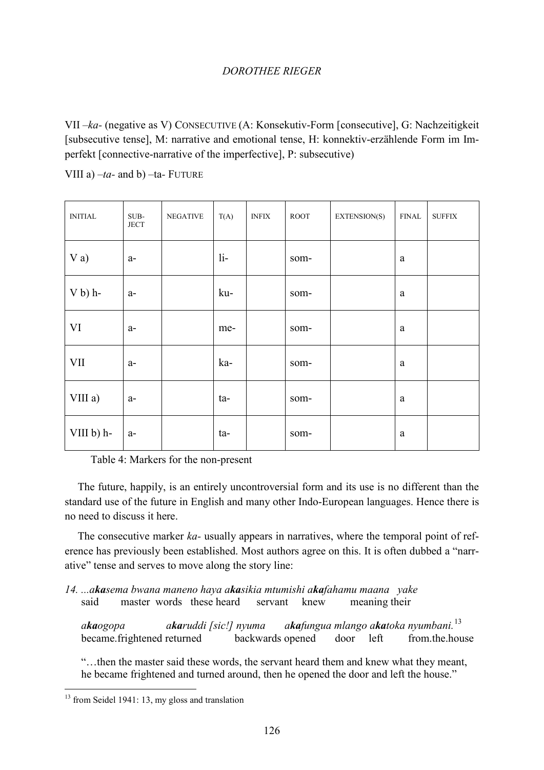VII –*ka*- (negative as V) CONSECUTIVE (A: Konsekutiv-Form [consecutive], G: Nachzeitigkeit [subsecutive tense], M: narrative and emotional tense, H: konnektiv-erzählende Form im Imperfekt [connective-narrative of the imperfective], P: subsecutive)

VIII a) –*ta*- and b) –ta- FUTURE

| INITIAL | SUB-JECT | NEGATIVE | T(A) | INFIX | ROOT | EXTENSION(S) | FINAL | SUFFIX |
|---|---|---|---|---|---|---|---|---|
| V a) | a- | | li- | | som- | | a | |
| V b) h- | a- | | ku- | | som- | | a | |
| VI | a- | | me- | | som- | | a | |
| VII | a- | | ka- | | som- | | a | |
| VIII a) | a- | | ta- | | som- | | a | |
| VIII b) h- | a- | | ta- | | som- | | a | |

Table 4: Markers for the non-present

The future, happily, is an entirely uncontroversial form and its use is no different than the standard use of the future in English and many other Indo-European languages. Hence there is no need to discuss it here.

The consecutive marker *ka-* usually appears in narratives, where the temporal point of reference has previously been established. Most authors agree on this. It is often dubbed a "narrative" tense and serves to move along the story line:

14. ...*a**ka**sema bwana maneno haya a**ka**sikia mtumishi a**ka**fahamu maana yake*
said master words these heard servant knew meaning their

*a**ka**ogopa a**ka**ruddi [sic!] nyuma a**ka**fungua mlango a**ka**toka nyumbani.*[13]
became.frightened returned backwards opened door left from.the.house

"…then the master said these words, the servant heard them and knew what they meant, he became frightened and turned around, then he opened the door and left the house."

[13] from Seidel 1941: 13, my gloss and translation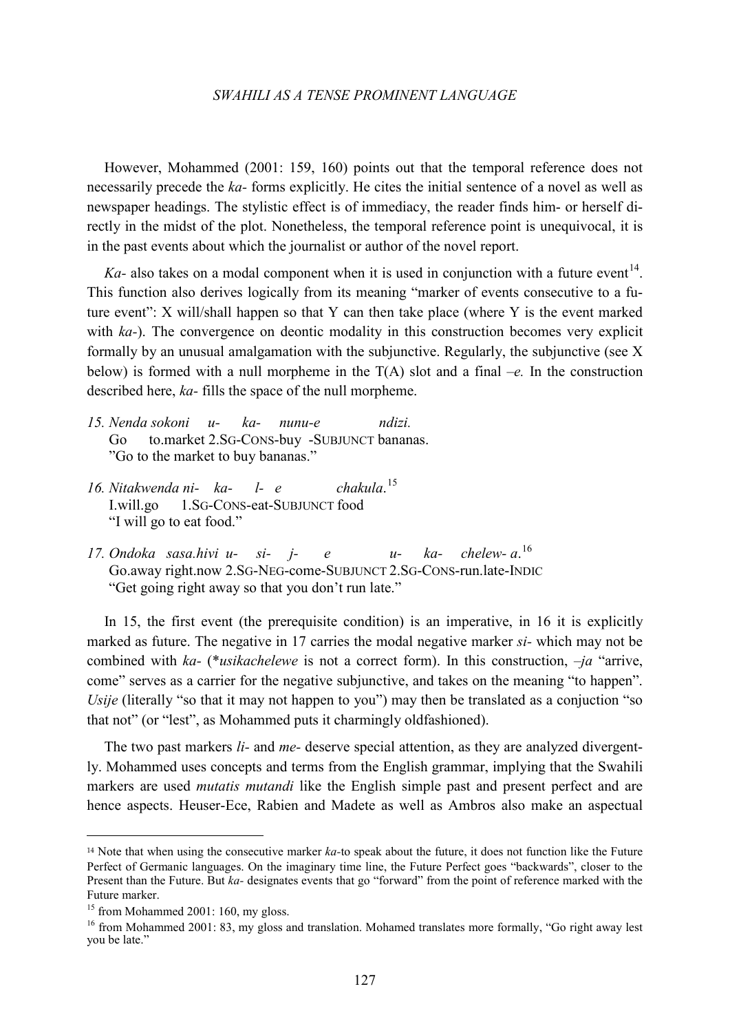However, Mohammed (2001: 159, 160) points out that the temporal reference does not necessarily precede the *ka-* forms explicitly. He cites the initial sentence of a novel as well as newspaper headings. The stylistic effect is of immediacy, the reader finds him- or herself directly in the midst of the plot. Nonetheless, the temporal reference point is unequivocal, it is in the past events about which the journalist or author of the novel report.

*Ka-* also takes on a modal component when it is used in conjunction with a future event[14]. This function also derives logically from its meaning "marker of events consecutive to a future event": X will/shall happen so that Y can then take place (where Y is the event marked with *ka-*). The convergence on deontic modality in this construction becomes very explicit formally by an unusual amalgamation with the subjunctive. Regularly, the subjunctive (see X below) is formed with a null morpheme in the T(A) slot and a final *–e.* In the construction described here, *ka-* fills the space of the null morpheme.

15. *Nenda sokoni u- ka- nunu-e ndizi.*
    Go to.market 2.SG-CONS-buy -SUBJUNCT bananas.
    "Go to the market to buy bananas."

16. *Nitakwenda ni- ka- l- e chakula.*[15]
    I.will.go 1.SG-CONS-eat-SUBJUNCT food
    "I will go to eat food."

17. *Ondoka sasa.hivi u- si- j- e u- ka- chelew- a.*[16]
    Go.away right.now 2.SG-NEG-come-SUBJUNCT 2.SG-CONS-run.late-INDIC
    "Get going right away so that you don't run late."

In 15, the first event (the prerequisite condition) is an imperative, in 16 it is explicitly marked as future. The negative in 17 carries the modal negative marker *si-* which may not be combined with *ka-* (\**usikachelewe* is not a correct form). In this construction, *–ja* "arrive, come" serves as a carrier for the negative subjunctive, and takes on the meaning "to happen". *Usije* (literally "so that it may not happen to you") may then be translated as a conjuction "so that not" (or "lest", as Mohammed puts it charmingly oldfashioned).

The two past markers *li-* and *me-* deserve special attention, as they are analyzed divergently. Mohammed uses concepts and terms from the English grammar, implying that the Swahili markers are used *mutatis mutandi* like the English simple past and present perfect and are hence aspects. Heuser-Ece, Rabien and Madete as well as Ambros also make an aspectual

---

[14] Note that when using the consecutive marker *ka*-to speak about the future, it does not function like the Future Perfect of Germanic languages. On the imaginary time line, the Future Perfect goes "backwards", closer to the Present than the Future. But *ka-* designates events that go "forward" from the point of reference marked with the Future marker.

[15] from Mohammed 2001: 160, my gloss.

[16] from Mohammed 2001: 83, my gloss and translation. Mohamed translates more formally, "Go right away lest you be late."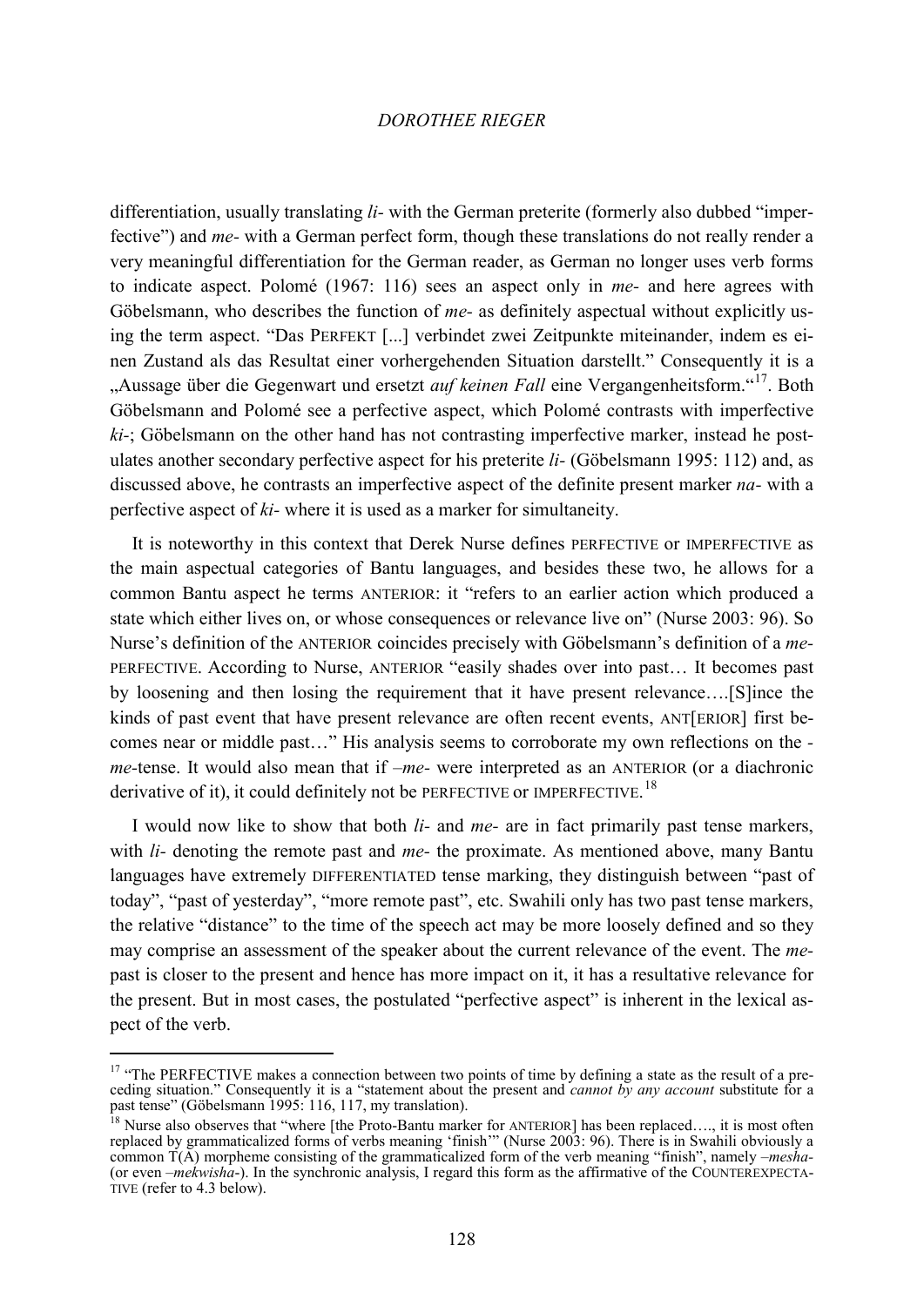differentiation, usually translating *li-* with the German preterite (formerly also dubbed "imperfective") and *me-* with a German perfect form, though these translations do not really render a very meaningful differentiation for the German reader, as German no longer uses verb forms to indicate aspect. Polomé (1967: 116) sees an aspect only in *me-* and here agrees with Göbelsmann, who describes the function of *me-* as definitely aspectual without explicitly using the term aspect. "Das PERFEKT [...] verbindet zwei Zeitpunkte miteinander, indem es einen Zustand als das Resultat einer vorhergehenden Situation darstellt." Consequently it is a „Aussage über die Gegenwart und ersetzt *auf keinen Fall* eine Vergangenheitsform."[17]. Both Göbelsmann and Polomé see a perfective aspect, which Polomé contrasts with imperfective *ki-*; Göbelsmann on the other hand has not contrasting imperfective marker, instead he postulates another secondary perfective aspect for his preterite *li-* (Göbelsmann 1995: 112) and, as discussed above, he contrasts an imperfective aspect of the definite present marker *na-* with a perfective aspect of *ki-* where it is used as a marker for simultaneity.

It is noteworthy in this context that Derek Nurse defines PERFECTIVE or IMPERFECTIVE as the main aspectual categories of Bantu languages, and besides these two, he allows for a common Bantu aspect he terms ANTERIOR: it "refers to an earlier action which produced a state which either lives on, or whose consequences or relevance live on" (Nurse 2003: 96). So Nurse's definition of the ANTERIOR coincides precisely with Göbelsmann's definition of a *me-*PERFECTIVE. According to Nurse, ANTERIOR "easily shades over into past… It becomes past by loosening and then losing the requirement that it have present relevance….[S]ince the kinds of past event that have present relevance are often recent events, ANT[ERIOR] first becomes near or middle past…" His analysis seems to corroborate my own reflections on the -*me*-tense. It would also mean that if –*me-* were interpreted as an ANTERIOR (or a diachronic derivative of it), it could definitely not be PERFECTIVE or IMPERFECTIVE.[18]

I would now like to show that both *li-* and *me-* are in fact primarily past tense markers, with *li-* denoting the remote past and *me-* the proximate. As mentioned above, many Bantu languages have extremely DIFFERENTIATED tense marking, they distinguish between "past of today", "past of yesterday", "more remote past", etc. Swahili only has two past tense markers, the relative "distance" to the time of the speech act may be more loosely defined and so they may comprise an assessment of the speaker about the current relevance of the event. The *me*-past is closer to the present and hence has more impact on it, it has a resultative relevance for the present. But in most cases, the postulated "perfective aspect" is inherent in the lexical aspect of the verb.

---

[17] "The PERFECTIVE makes a connection between two points of time by defining a state as the result of a preceding situation." Consequently it is a "statement about the present and *cannot by any account* substitute for a past tense" (Göbelsmann 1995: 116, 117, my translation).

[18] Nurse also observes that "where [the Proto-Bantu marker for ANTERIOR] has been replaced…., it is most often replaced by grammaticalized forms of verbs meaning 'finish'" (Nurse 2003: 96). There is in Swahili obviously a common T(A) morpheme consisting of the grammaticalized form of the verb meaning "finish", namely –*mesha-* (or even –*mekwisha-*). In the synchronic analysis, I regard this form as the affirmative of the COUNTEREXPECTATIVE (refer to 4.3 below).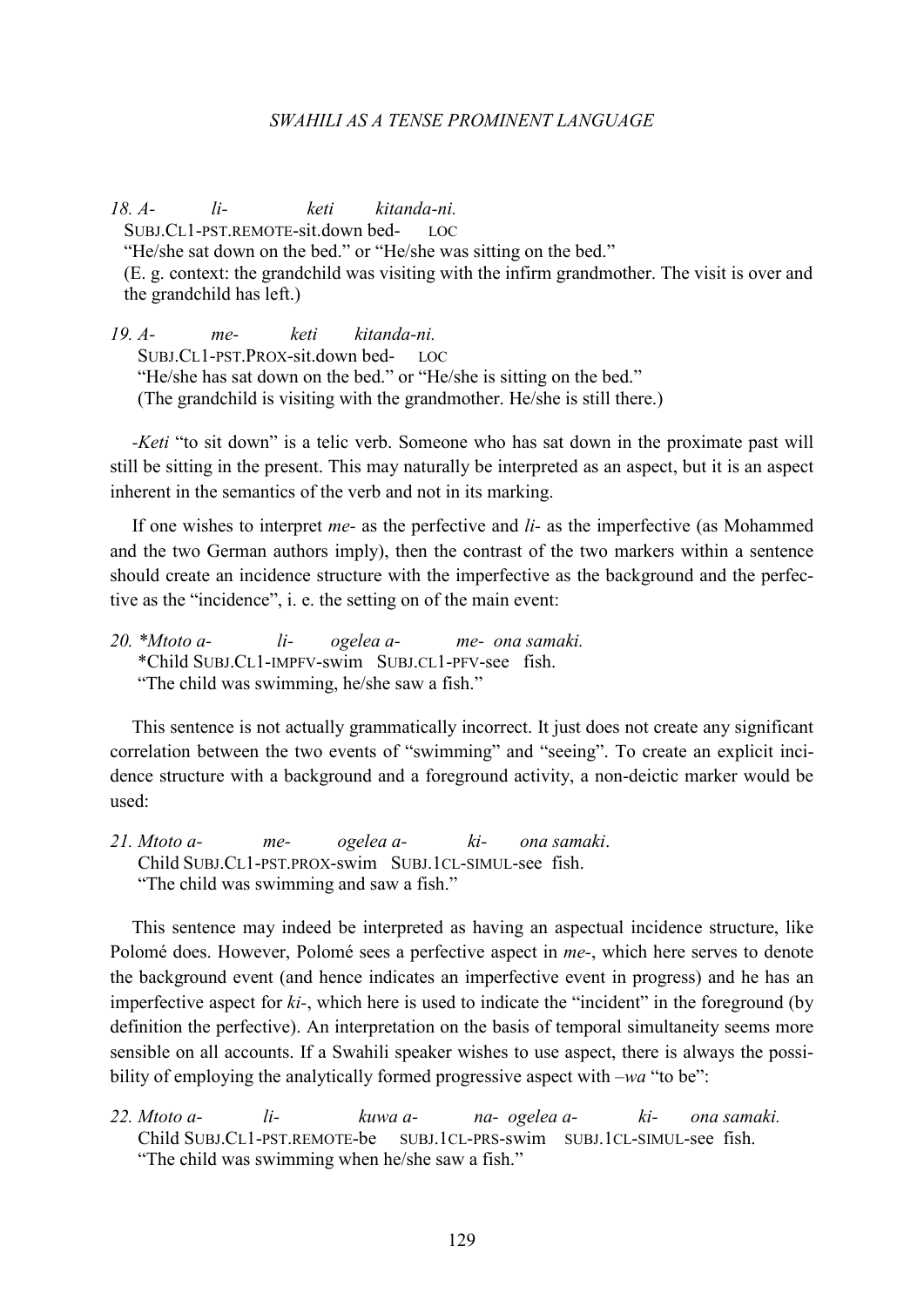18. *A- li- keti kitanda-ni.*
SUBJ.CL1-PST.REMOTE-sit.down bed- LOC
"He/she sat down on the bed." or "He/she was sitting on the bed."
(E. g. context: the grandchild was visiting with the infirm grandmother. The visit is over and the grandchild has left.)

19. *A- me- keti kitanda-ni.*
SUBJ.CL1-PST.PROX-sit.down bed- LOC
"He/she has sat down on the bed." or "He/she is sitting on the bed."
(The grandchild is visiting with the grandmother. He/she is still there.)

*-Keti* "to sit down" is a telic verb. Someone who has sat down in the proximate past will still be sitting in the present. This may naturally be interpreted as an aspect, but it is an aspect inherent in the semantics of the verb and not in its marking.

If one wishes to interpret *me-* as the perfective and *li-* as the imperfective (as Mohammed and the two German authors imply), then the contrast of the two markers within a sentence should create an incidence structure with the imperfective as the background and the perfective as the "incidence", i. e. the setting on of the main event:

20. *\*Mtoto a- li- ogelea a- me- ona samaki.*
\*Child SUBJ.CL1-IMPFV-swim SUBJ.CL1-PFV-see fish.
"The child was swimming, he/she saw a fish."

This sentence is not actually grammatically incorrect. It just does not create any significant correlation between the two events of "swimming" and "seeing". To create an explicit incidence structure with a background and a foreground activity, a non-deictic marker would be used:

21. *Mtoto a- me- ogelea a- ki- ona samaki*.
Child SUBJ.CL1-PST.PROX-swim SUBJ.1CL-SIMUL-see fish.
"The child was swimming and saw a fish."

This sentence may indeed be interpreted as having an aspectual incidence structure, like Polomé does. However, Polomé sees a perfective aspect in *me-*, which here serves to denote the background event (and hence indicates an imperfective event in progress) and he has an imperfective aspect for *ki-*, which here is used to indicate the "incident" in the foreground (by definition the perfective). An interpretation on the basis of temporal simultaneity seems more sensible on all accounts. If a Swahili speaker wishes to use aspect, there is always the possibility of employing the analytically formed progressive aspect with *–wa* "to be":

22. *Mtoto a- li- kuwa a- na- ogelea a- ki- ona samaki.*
Child SUBJ.CL1-PST.REMOTE-be SUBJ.1CL-PRS-swim SUBJ.1CL-SIMUL-see fish.
"The child was swimming when he/she saw a fish."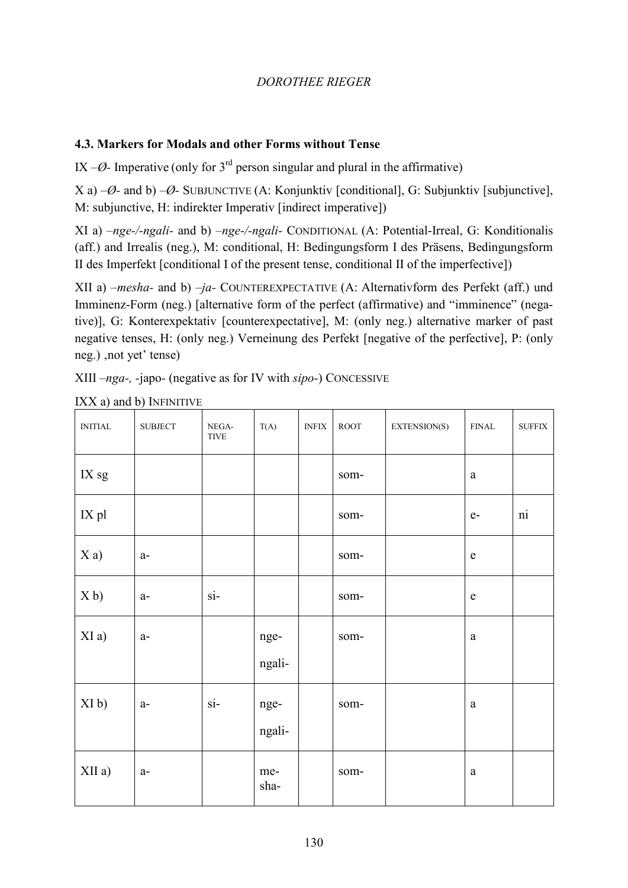### 4.3. Markers for Modals and other Forms without Tense

IX –*Ø*- Imperative (only for 3rd person singular and plural in the affirmative)

X a) –*Ø*- and b) –*Ø*- SUBJUNCTIVE (A: Konjunktiv [conditional], G: Subjunktiv [subjunctive], M: subjunctive, H: indirekter Imperativ [indirect imperative])

XI a) –*nge-/-ngali-* and b) –*nge-/-ngali-* CONDITIONAL (A: Potential-Irreal, G: Konditionalis (aff.) and Irrealis (neg.), M: conditional, H: Bedingungsform I des Präsens, Bedingungsform II des Imperfekt [conditional I of the present tense, conditional II of the imperfective])

XII a) –*mesha-* and b) –*ja-* COUNTEREXPECTATIVE (A: Alternativform des Perfekt (aff.) und Imminenz-Form (neg.) [alternative form of the perfect (affirmative) and "imminence" (negative)], G: Konterexpektativ [counterexpectative], M: (only neg.) alternative marker of past negative tenses, H: (only neg.) Verneinung des Perfekt [negative of the perfective], P: (only neg.) ,not yet' tense)

XIII –*nga-,* -japo- (negative as for IV with *sipo-*) CONCESSIVE

IXX a) and b) INFINITIVE

| INITIAL | SUBJECT | NEGATIVE | T(A) | INFIX | ROOT | EXTENSION(S) | FINAL | SUFFIX |
|---|---|---|---|---|---|---|---|---|
| IX sg | | | | | som- | | a | |
| IX pl | | | | | som- | | e- | ni |
| X a) | a- | | | | som- | | e | |
| X b) | a- | si- | | | som- | | e | |
| XI a) | a- | | nge- ngali- | | som- | | a | |
| XI b) | a- | si- | nge- ngali- | | som- | | a | |
| XII a) | a- | | me-sha- | | som- | | a | |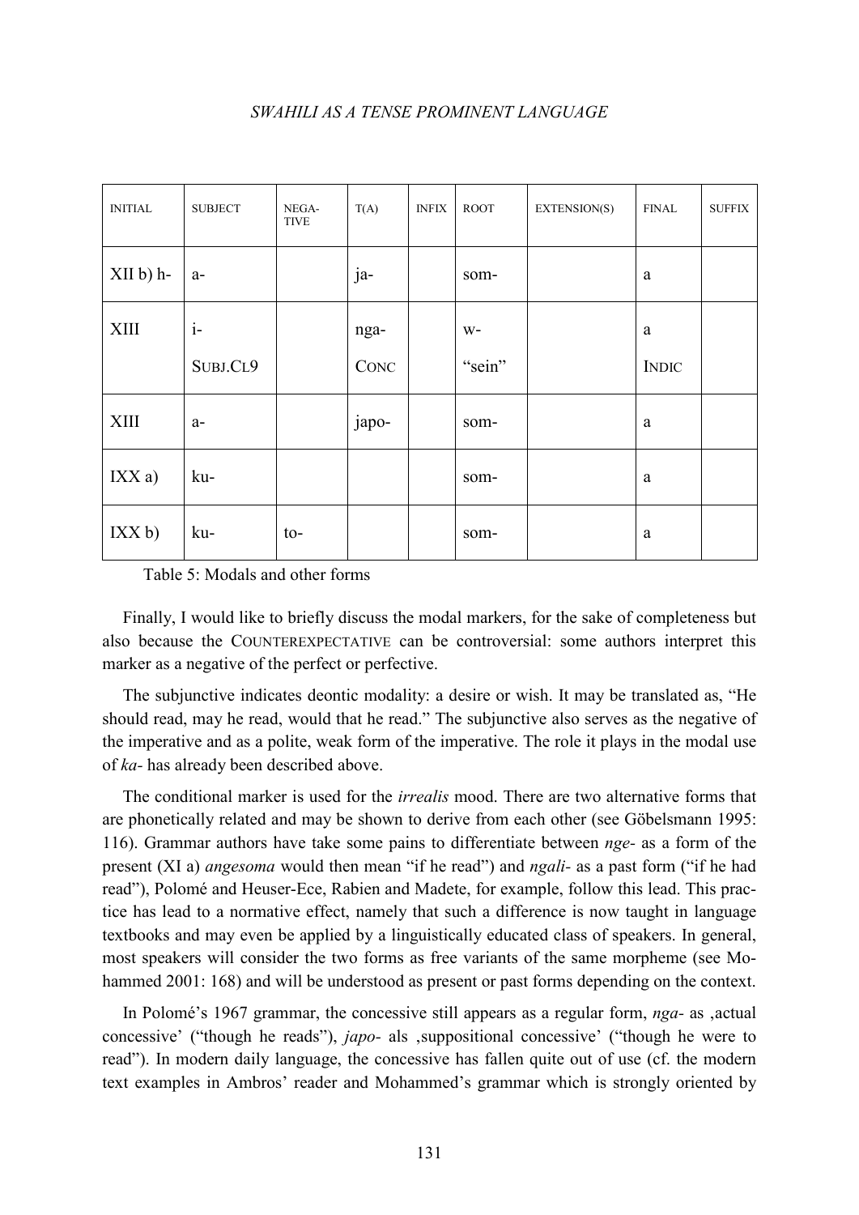| INITIAL | SUBJECT | NEGA-TIVE | T(A) | INFIX | ROOT | EXTENSION(S) | FINAL | SUFFIX |
|---|---|---|---|---|---|---|---|---|
| XII b) h- | a- | | ja- | | som- | | a | |
| XIII | i-<br>SUBJ.CL9 | | nga-<br>CONC | | w-<br>"sein" | | a<br>INDIC | |
| XIII | a- | | japo- | | som- | | a | |
| IXX a) | ku- | | | | som- | | a | |
| IXX b) | ku- | to- | | | som- | | a | |

Table 5: Modals and other forms

Finally, I would like to briefly discuss the modal markers, for the sake of completeness but also because the COUNTEREXPECTATIVE can be controversial: some authors interpret this marker as a negative of the perfect or perfective.

The subjunctive indicates deontic modality: a desire or wish. It may be translated as, "He should read, may he read, would that he read." The subjunctive also serves as the negative of the imperative and as a polite, weak form of the imperative. The role it plays in the modal use of *ka-* has already been described above.

The conditional marker is used for the *irrealis* mood. There are two alternative forms that are phonetically related and may be shown to derive from each other (see Göbelsmann 1995: 116). Grammar authors have take some pains to differentiate between *nge-* as a form of the present (XI a) *angesoma* would then mean "if he read") and *ngali-* as a past form ("if he had read"), Polomé and Heuser-Ece, Rabien and Madete, for example, follow this lead. This practice has lead to a normative effect, namely that such a difference is now taught in language textbooks and may even be applied by a linguistically educated class of speakers. In general, most speakers will consider the two forms as free variants of the same morpheme (see Mohammed 2001: 168) and will be understood as present or past forms depending on the context.

In Polomé's 1967 grammar, the concessive still appears as a regular form, *nga-* as ‚actual concessive' ("though he reads"), *japo-* als ‚suppositional concessive' ("though he were to read"). In modern daily language, the concessive has fallen quite out of use (cf. the modern text examples in Ambros' reader and Mohammed's grammar which is strongly oriented by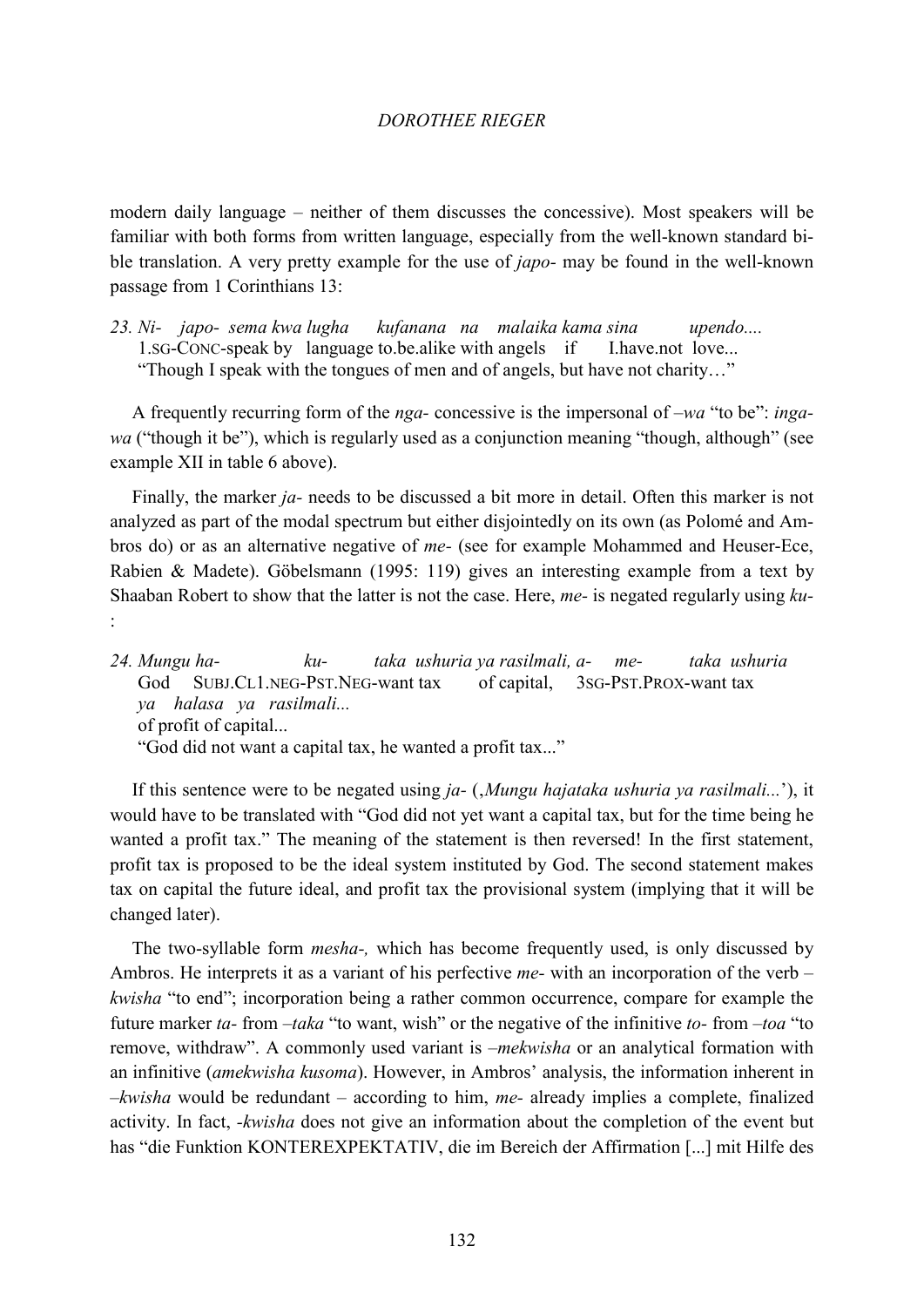modern daily language – neither of them discusses the concessive). Most speakers will be familiar with both forms from written language, especially from the well-known standard bible translation. A very pretty example for the use of *japo-* may be found in the well-known passage from 1 Corinthians 13:

23. *Ni- japo- sema kwa lugha kufanana na malaika kama sina upendo....*
 1.SG-CONC-speak by language to.be.alike with angels if I.have.not love...
 "Though I speak with the tongues of men and of angels, but have not charity…"

A frequently recurring form of the *nga-* concessive is the impersonal of *–wa* "to be": *ingawa* ("though it be"), which is regularly used as a conjunction meaning "though, although" (see example XII in table 6 above).

Finally, the marker *ja-* needs to be discussed a bit more in detail. Often this marker is not analyzed as part of the modal spectrum but either disjointedly on its own (as Polomé and Ambros do) or as an alternative negative of *me-* (see for example Mohammed and Heuser-Ece, Rabien & Madete). Göbelsmann (1995: 119) gives an interesting example from a text by Shaaban Robert to show that the latter is not the case. Here, *me-* is negated regularly using *ku-*:

24. *Mungu ha- ku- taka ushuria ya rasilmali, a- me- taka ushuria*
 God SUBJ.CL1.NEG-PST.NEG-want tax of capital, 3SG-PST.PROX-want tax
 *ya halasa ya rasilmali...*
 of profit of capital...
 "God did not want a capital tax, he wanted a profit tax..."

If this sentence were to be negated using *ja-* (,*Mungu hajataka ushuria ya rasilmali...*'), it would have to be translated with "God did not yet want a capital tax, but for the time being he wanted a profit tax." The meaning of the statement is then reversed! In the first statement, profit tax is proposed to be the ideal system instituted by God. The second statement makes tax on capital the future ideal, and profit tax the provisional system (implying that it will be changed later).

The two-syllable form *mesha-,* which has become frequently used, is only discussed by Ambros. He interprets it as a variant of his perfective *me-* with an incorporation of the verb *–kwisha* "to end"; incorporation being a rather common occurrence, compare for example the future marker *ta-* from *–taka* "to want, wish" or the negative of the infinitive *to-* from *–toa* "to remove, withdraw". A commonly used variant is *–mekwisha* or an analytical formation with an infinitive (*amekwisha kusoma*). However, in Ambros' analysis, the information inherent in *–kwisha* would be redundant – according to him, *me-* already implies a complete, finalized activity. In fact, *-kwisha* does not give an information about the completion of the event but has "die Funktion KONTEREXPEKTATIV, die im Bereich der Affirmation [...] mit Hilfe des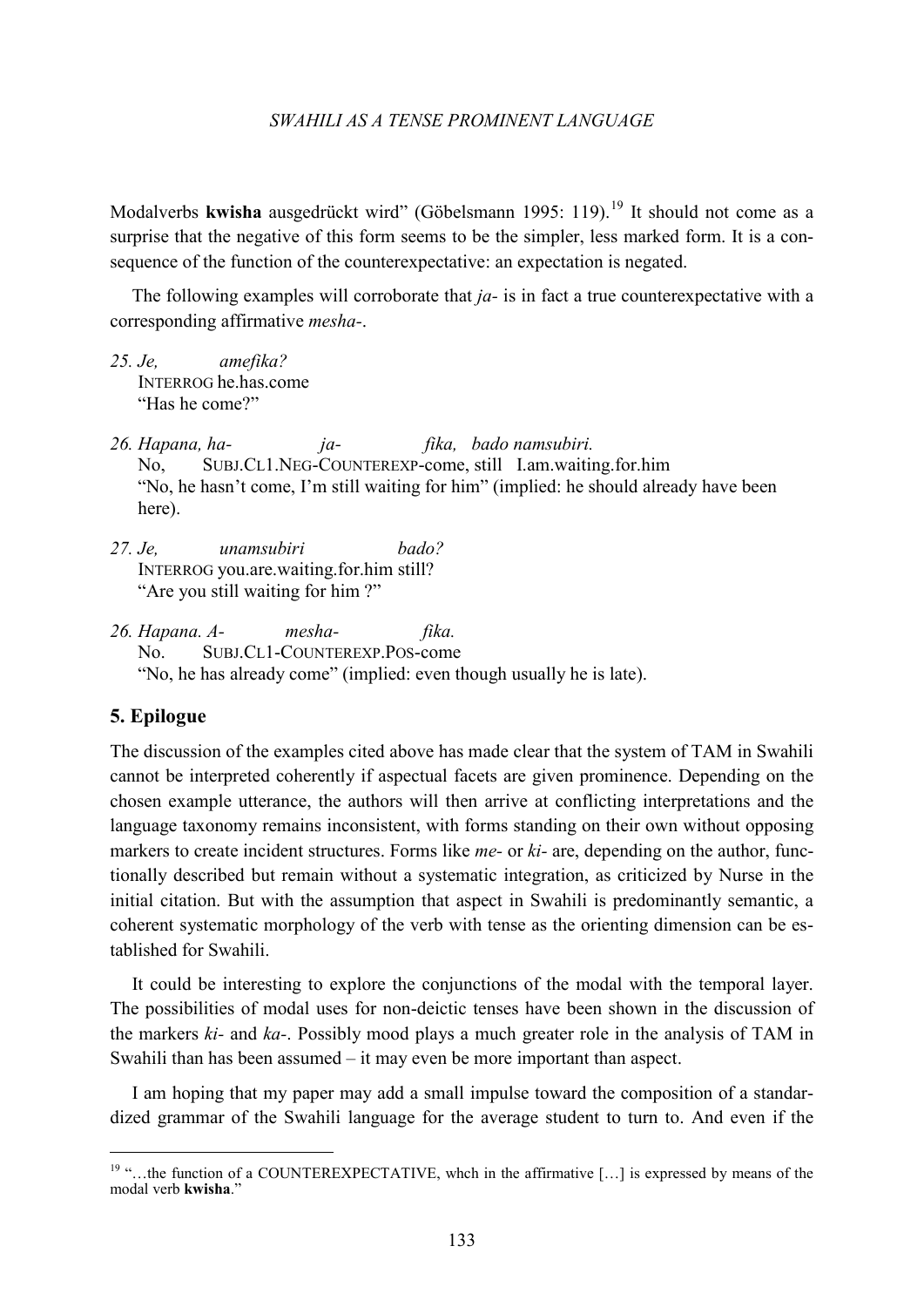Modalverbs **kwisha** ausgedrückt wird" (Göbelsmann 1995: 119).[19] It should not come as a surprise that the negative of this form seems to be the simpler, less marked form. It is a consequence of the function of the counterexpectative: an expectation is negated.

The following examples will corroborate that *ja-* is in fact a true counterexpectative with a corresponding affirmative *mesha-*.

*25. Je, amefika?*
INTERROG he.has.come
"Has he come?"

*26. Hapana, ha- ja- fika, bado namsubiri.*
No, SUBJ.CL1.NEG-COUNTEREXP-come, still I.am.waiting.for.him
"No, he hasn't come, I'm still waiting for him" (implied: he should already have been here).

*27. Je, unamsubiri bado?*
INTERROG you.are.waiting.for.him still?
"Are you still waiting for him ?"

*26. Hapana. A- mesha- fika.*
No. SUBJ.CL1-COUNTEREXP.POS-come
"No, he has already come" (implied: even though usually he is late).

## 5. Epilogue

The discussion of the examples cited above has made clear that the system of TAM in Swahili cannot be interpreted coherently if aspectual facets are given prominence. Depending on the chosen example utterance, the authors will then arrive at conflicting interpretations and the language taxonomy remains inconsistent, with forms standing on their own without opposing markers to create incident structures. Forms like *me-* or *ki-* are, depending on the author, functionally described but remain without a systematic integration, as criticized by Nurse in the initial citation. But with the assumption that aspect in Swahili is predominantly semantic, a coherent systematic morphology of the verb with tense as the orienting dimension can be established for Swahili.

It could be interesting to explore the conjunctions of the modal with the temporal layer. The possibilities of modal uses for non-deictic tenses have been shown in the discussion of the markers *ki-* and *ka-*. Possibly mood plays a much greater role in the analysis of TAM in Swahili than has been assumed – it may even be more important than aspect.

I am hoping that my paper may add a small impulse toward the composition of a standardized grammar of the Swahili language for the average student to turn to. And even if the

[19] "…the function of a COUNTEREXPECTATIVE, whch in the affirmative […] is expressed by means of the modal verb **kwisha**."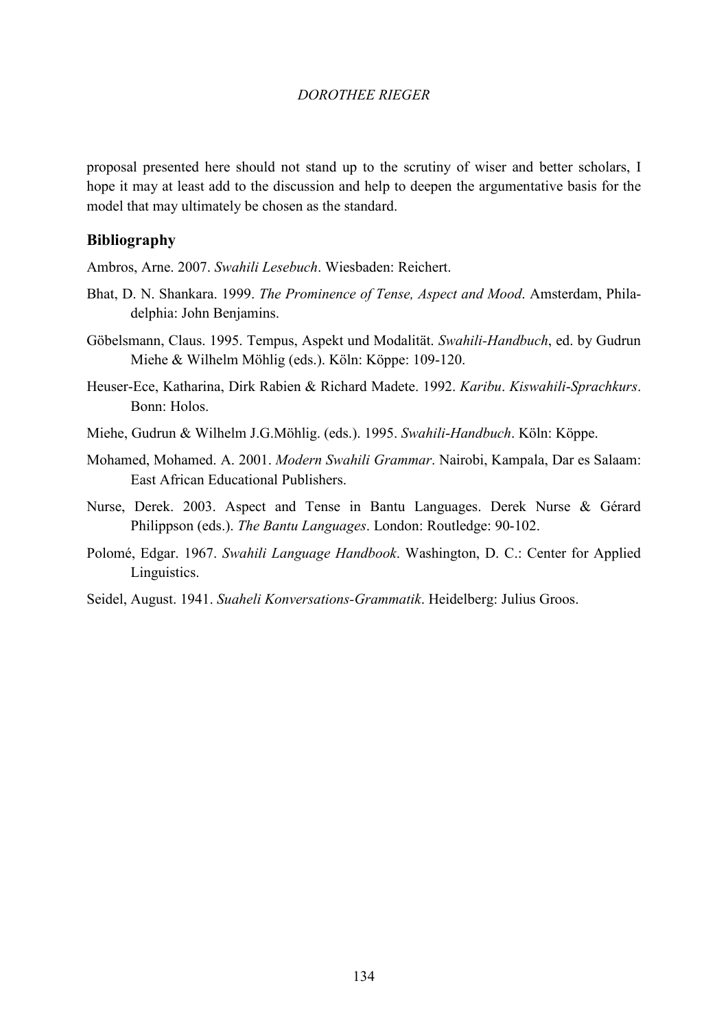proposal presented here should not stand up to the scrutiny of wiser and better scholars, I hope it may at least add to the discussion and help to deepen the argumentative basis for the model that may ultimately be chosen as the standard.

## Bibliography

Ambros, Arne. 2007. *Swahili Lesebuch*. Wiesbaden: Reichert.

Bhat, D. N. Shankara. 1999. *The Prominence of Tense, Aspect and Mood*. Amsterdam, Philadelphia: John Benjamins.

Göbelsmann, Claus. 1995. Tempus, Aspekt und Modalität. *Swahili-Handbuch*, ed. by Gudrun Miehe & Wilhelm Möhlig (eds.). Köln: Köppe: 109-120.

Heuser-Ece, Katharina, Dirk Rabien & Richard Madete. 1992. *Karibu*. *Kiswahili-Sprachkurs*. Bonn: Holos.

Miehe, Gudrun & Wilhelm J.G.Möhlig. (eds.). 1995. *Swahili-Handbuch*. Köln: Köppe.

Mohamed, Mohamed. A. 2001. *Modern Swahili Grammar*. Nairobi, Kampala, Dar es Salaam: East African Educational Publishers.

Nurse, Derek. 2003. Aspect and Tense in Bantu Languages. Derek Nurse & Gérard Philippson (eds.). *The Bantu Languages*. London: Routledge: 90-102.

Polomé, Edgar. 1967. *Swahili Language Handbook*. Washington, D. C.: Center for Applied Linguistics.

Seidel, August. 1941. *Suaheli Konversations-Grammatik*. Heidelberg: Julius Groos.